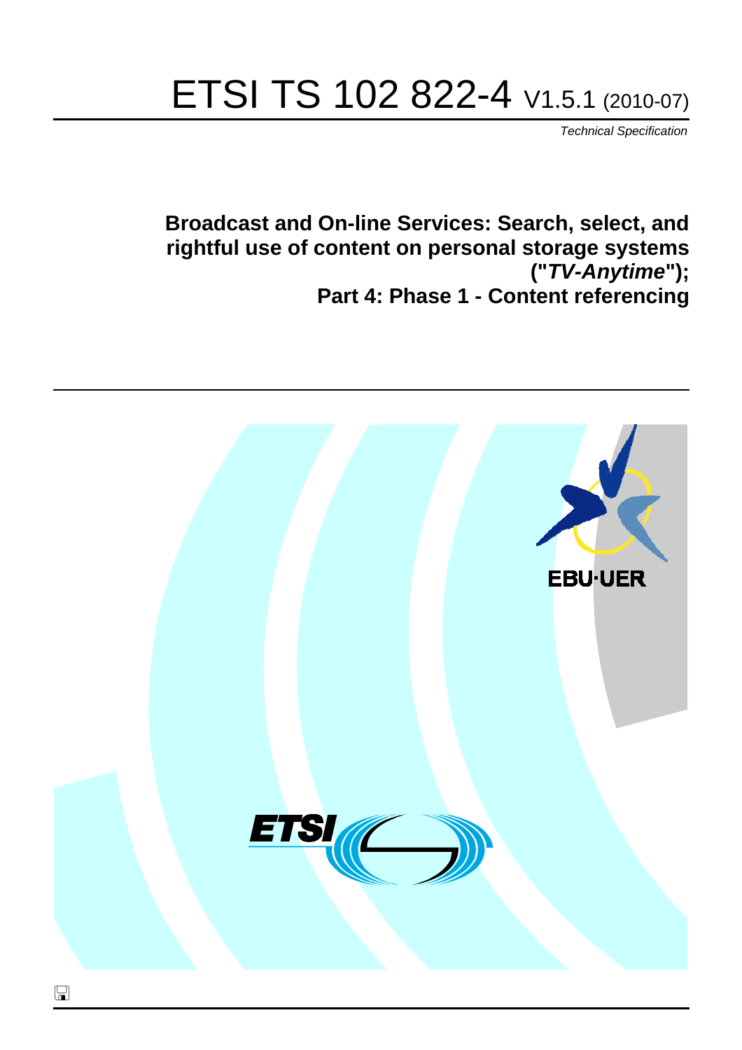# ETSI TS 102 822-4 V1.5.1 (2010-07)

*Technical Specification*

## Broadcast and On-line Services: Search, select, and rightful use of content on personal storage systems ("*TV-Anytime*"); Part 4: Phase 1 - Content referencing

EBU·UER

ETSI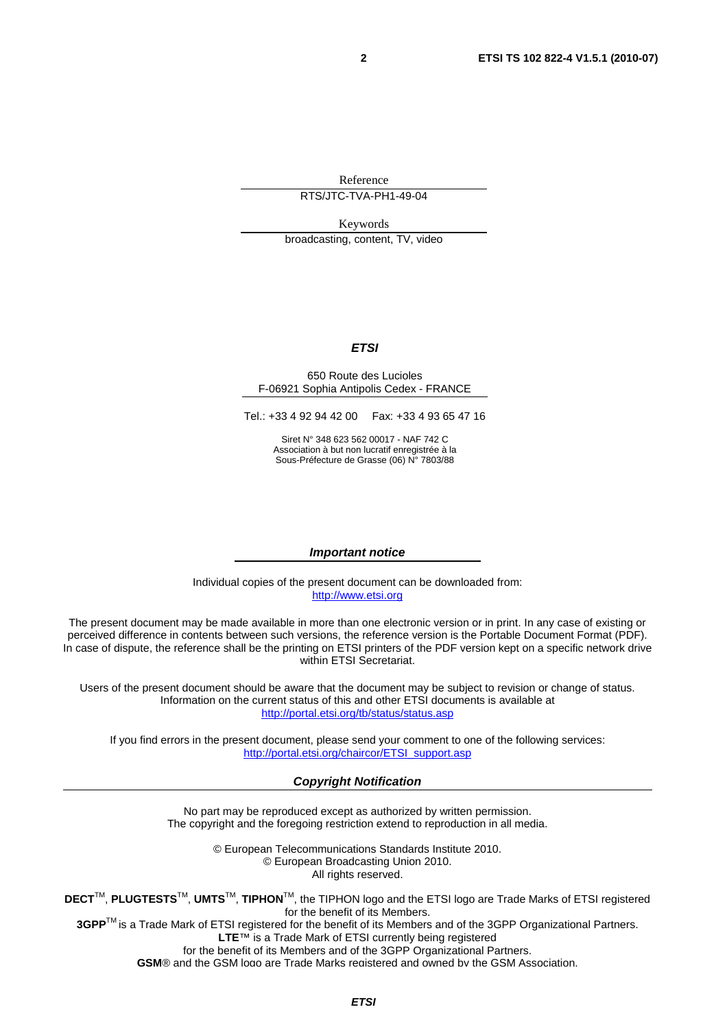Reference

RTS/JTC-TVA-PH1-49-04

Keywords

broadcasting, content, TV, video

***ETSI***

650 Route des Lucioles
F-06921 Sophia Antipolis Cedex - FRANCE

Tel.: +33 4 92 94 42 00 Fax: +33 4 93 65 47 16

Siret N° 348 623 562 00017 - NAF 742 C
Association à but non lucratif enregistrée à la
Sous-Préfecture de Grasse (06) N° 7803/88

***Important notice***

Individual copies of the present document can be downloaded from:
http://www.etsi.org

The present document may be made available in more than one electronic version or in print. In any case of existing or perceived difference in contents between such versions, the reference version is the Portable Document Format (PDF). In case of dispute, the reference shall be the printing on ETSI printers of the PDF version kept on a specific network drive within ETSI Secretariat.

Users of the present document should be aware that the document may be subject to revision or change of status. Information on the current status of this and other ETSI documents is available at
http://portal.etsi.org/tb/status/status.asp

If you find errors in the present document, please send your comment to one of the following services:
http://portal.etsi.org/chaircor/ETSI_support.asp

***Copyright Notification***

No part may be reproduced except as authorized by written permission.
The copyright and the foregoing restriction extend to reproduction in all media.

© European Telecommunications Standards Institute 2010.
© European Broadcasting Union 2010.
All rights reserved.

**DECT**™, **PLUGTESTS**™, **UMTS**™, **TIPHON**™, the TIPHON logo and the ETSI logo are Trade Marks of ETSI registered for the benefit of its Members.
**3GPP**™ is a Trade Mark of ETSI registered for the benefit of its Members and of the 3GPP Organizational Partners.
**LTE**™ is a Trade Mark of ETSI currently being registered
for the benefit of its Members and of the 3GPP Organizational Partners.
**GSM**® and the GSM logo are Trade Marks registered and owned by the GSM Association.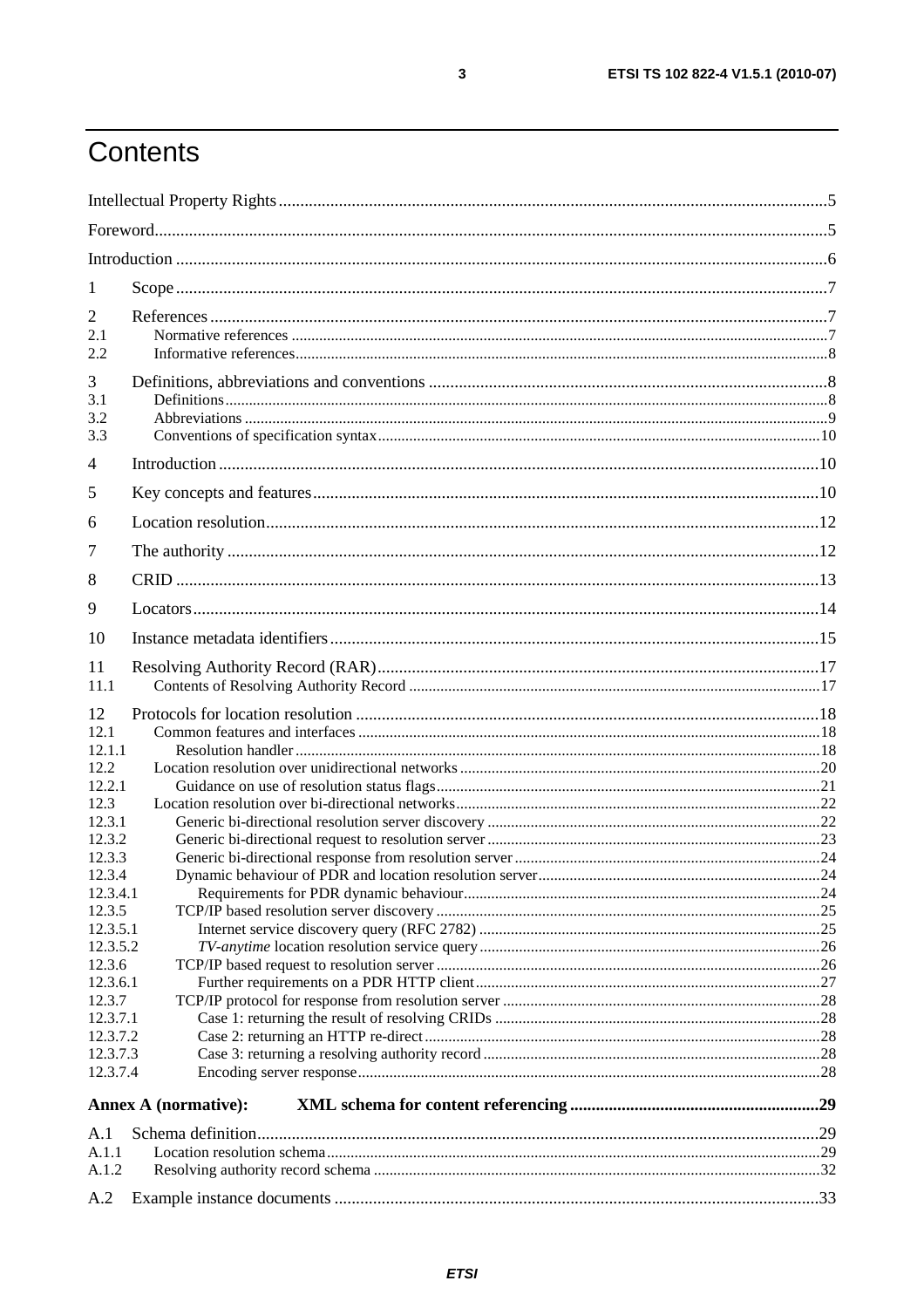# Contents

Intellectual Property Rights ....................................................................................................................5

Foreword....................................................................................................................................................5

Introduction ..............................................................................................................................................6

1 Scope ......................................................................................................................................................7

2 References ..............................................................................................................................................7
2.1 Normative references .........................................................................................................................7
2.2 Informative references........................................................................................................................8

3 Definitions, abbreviations and conventions .............................................................................................8
3.1 Definitions..........................................................................................................................................8
3.2 Abbreviations .....................................................................................................................................9
3.3 Conventions of specification syntax..................................................................................................10

4 Introduction ..........................................................................................................................................10

5 Key concepts and features.....................................................................................................................10

6 Location resolution................................................................................................................................12

7 The authority .........................................................................................................................................12

8 CRID .....................................................................................................................................................13

9 Locators.................................................................................................................................................14

10 Instance metadata identifiers.................................................................................................................15

11 Resolving Authority Record (RAR).......................................................................................................17
11.1 Contents of Resolving Authority Record ........................................................................................17

12 Protocols for location resolution ...........................................................................................................18
12.1 Common features and interfaces ....................................................................................................18
12.1.1 Resolution handler .....................................................................................................................18
12.2 Location resolution over unidirectional networks ..........................................................................20
12.2.1 Guidance on use of resolution status flags..................................................................................21
12.3 Location resolution over bi-directional networks............................................................................22
12.3.1 Generic bi-directional resolution server discovery .....................................................................22
12.3.2 Generic bi-directional request to resolution server .....................................................................23
12.3.3 Generic bi-directional response from resolution server ..............................................................24
12.3.4 Dynamic behaviour of PDR and location resolution server.........................................................24
12.3.4.1 Requirements for PDR dynamic behaviour...........................................................................24
12.3.5 TCP/IP based resolution server discovery ..................................................................................25
12.3.5.1 Internet service discovery query (RFC 2782) .......................................................................25
12.3.5.2 *TV-anytime* location resolution service query ......................................................................26
12.3.6 TCP/IP based request to resolution server ..................................................................................26
12.3.6.1 Further requirements on a PDR HTTP client........................................................................27
12.3.7 TCP/IP protocol for response from resolution server .................................................................28
12.3.7.1 Case 1: returning the result of resolving CRIDs ...................................................................28
12.3.7.2 Case 2: returning an HTTP re-direct ....................................................................................28
12.3.7.3 Case 3: returning a resolving authority record .....................................................................28
12.3.7.4 Encoding server response.....................................................................................................28

**Annex A (normative): XML schema for content referencing ........................................................29**

A.1 Schema definition.................................................................................................................................29
A.1.1 Location resolution schema.............................................................................................................29
A.1.2 Resolving authority record schema .................................................................................................32

A.2 Example instance documents ...............................................................................................................33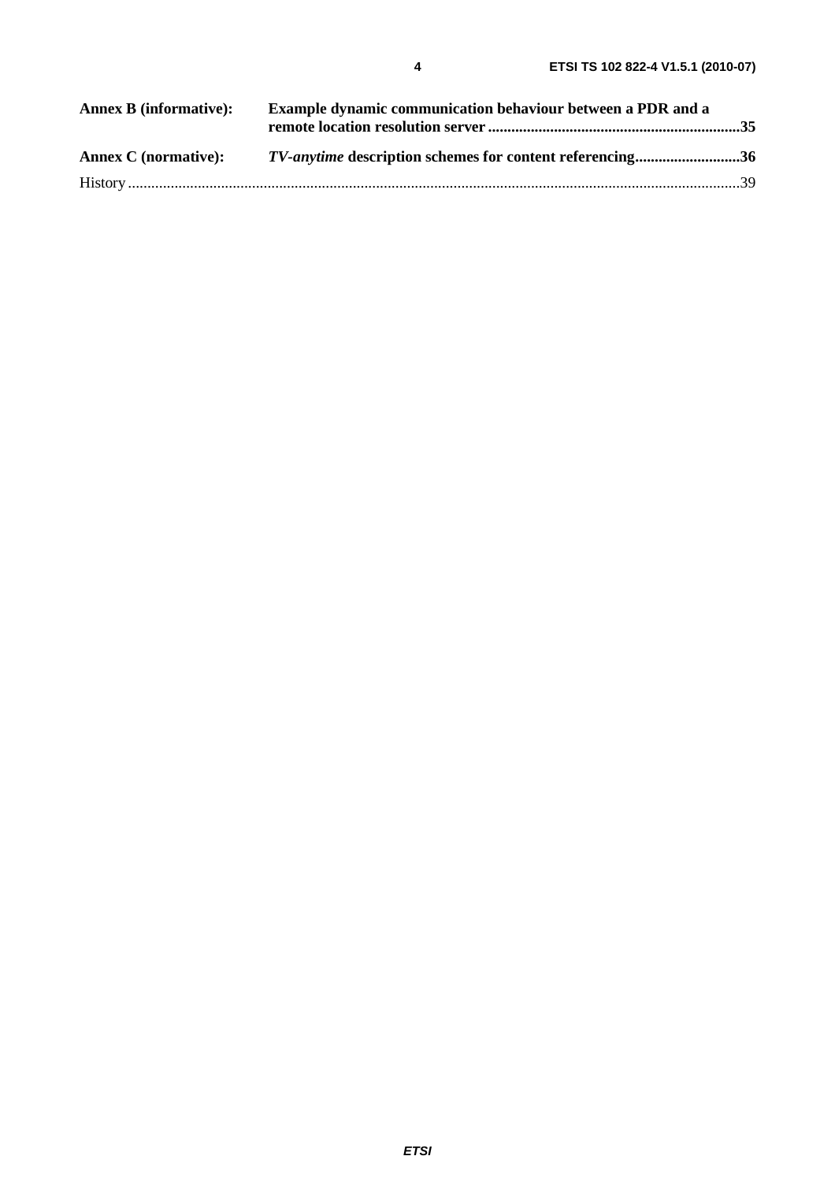**Annex B (informative): Example dynamic communication behaviour between a PDR and a remote location resolution server** .................................................................35

**Annex C (normative): *TV-anytime* description schemes for content referencing**...........................36

History ..............................................................................................................................................39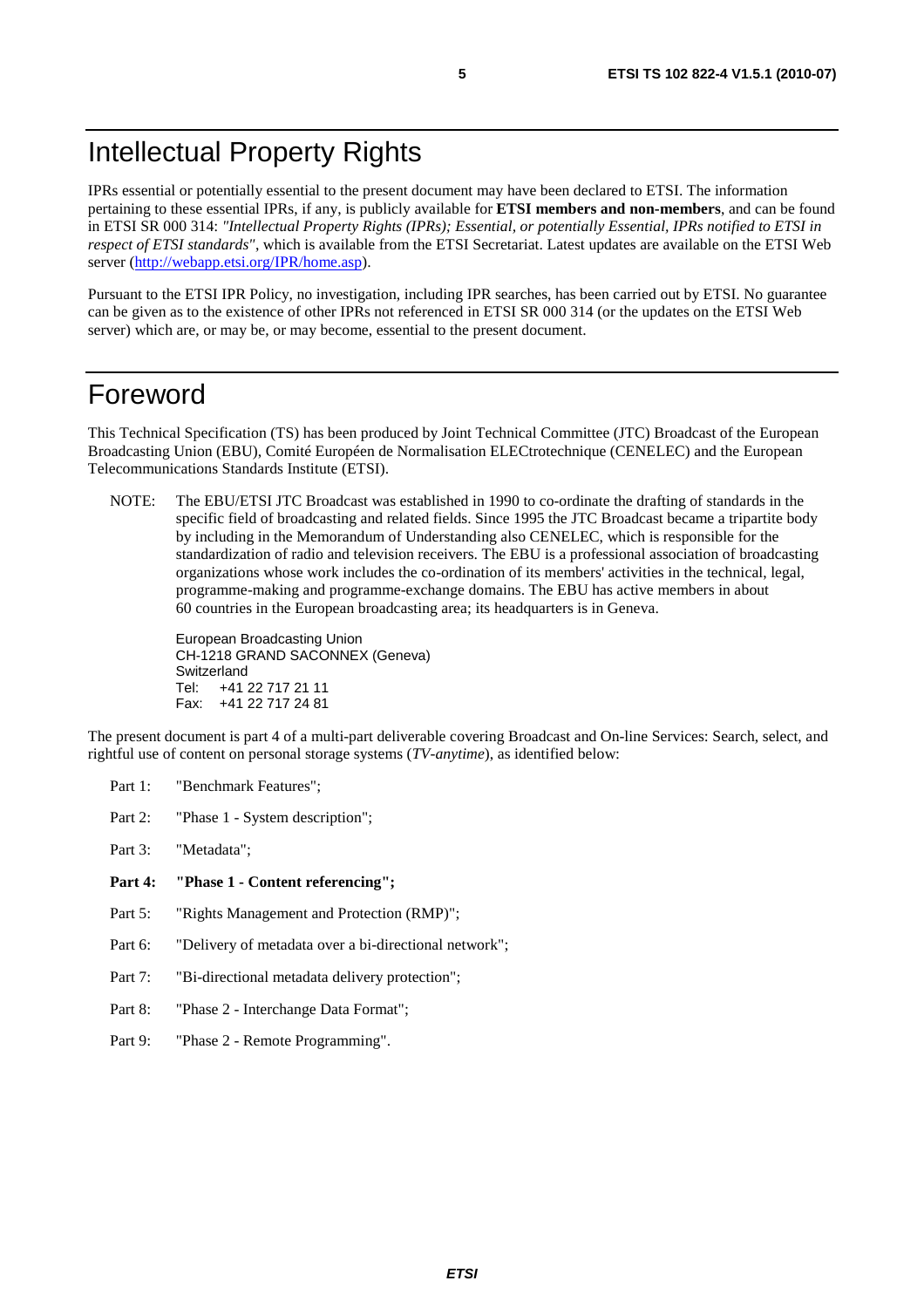# Intellectual Property Rights

IPRs essential or potentially essential to the present document may have been declared to ETSI. The information pertaining to these essential IPRs, if any, is publicly available for **ETSI members and non-members**, and can be found in ETSI SR 000 314: *"Intellectual Property Rights (IPRs); Essential, or potentially Essential, IPRs notified to ETSI in respect of ETSI standards"*, which is available from the ETSI Secretariat. Latest updates are available on the ETSI Web server (http://webapp.etsi.org/IPR/home.asp).

Pursuant to the ETSI IPR Policy, no investigation, including IPR searches, has been carried out by ETSI. No guarantee can be given as to the existence of other IPRs not referenced in ETSI SR 000 314 (or the updates on the ETSI Web server) which are, or may be, or may become, essential to the present document.

# Foreword

This Technical Specification (TS) has been produced by Joint Technical Committee (JTC) Broadcast of the European Broadcasting Union (EBU), Comité Européen de Normalisation ELECtrotechnique (CENELEC) and the European Telecommunications Standards Institute (ETSI).

NOTE: The EBU/ETSI JTC Broadcast was established in 1990 to co-ordinate the drafting of standards in the specific field of broadcasting and related fields. Since 1995 the JTC Broadcast became a tripartite body by including in the Memorandum of Understanding also CENELEC, which is responsible for the standardization of radio and television receivers. The EBU is a professional association of broadcasting organizations whose work includes the co-ordination of its members' activities in the technical, legal, programme-making and programme-exchange domains. The EBU has active members in about 60 countries in the European broadcasting area; its headquarters is in Geneva.

European Broadcasting Union
CH-1218 GRAND SACONNEX (Geneva)
Switzerland
Tel: +41 22 717 21 11
Fax: +41 22 717 24 81

The present document is part 4 of a multi-part deliverable covering Broadcast and On-line Services: Search, select, and rightful use of content on personal storage systems (*TV-anytime*), as identified below:

Part 1: "Benchmark Features";

Part 2: "Phase 1 - System description";

Part 3: "Metadata";

**Part 4: "Phase 1 - Content referencing";**

Part 5: "Rights Management and Protection (RMP)";

Part 6: "Delivery of metadata over a bi-directional network";

Part 7: "Bi-directional metadata delivery protection";

Part 8: "Phase 2 - Interchange Data Format";

Part 9: "Phase 2 - Remote Programming".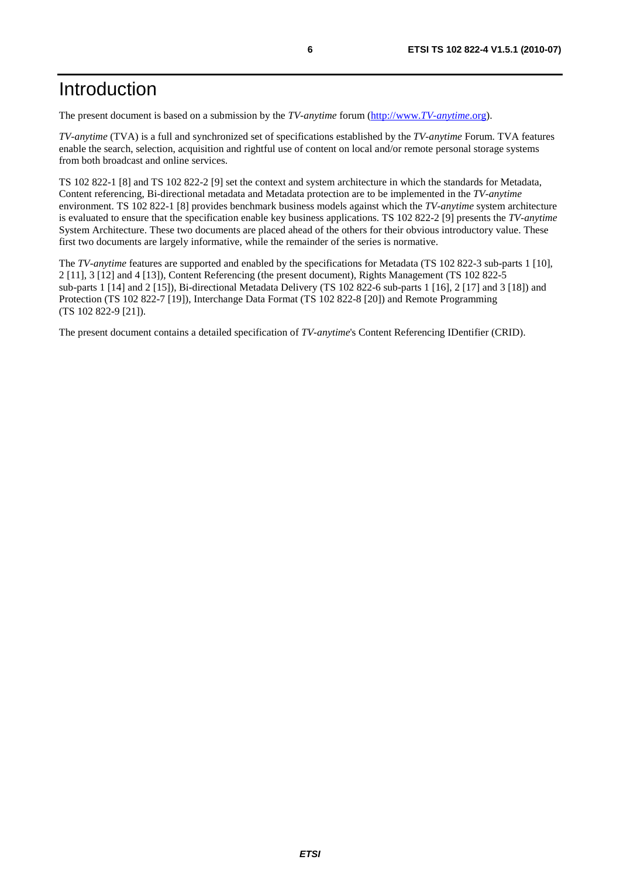# Introduction

The present document is based on a submission by the *TV-anytime* forum ([http://www.*TV-anytime*.org](http://www.TV-anytime.org)).

*TV-anytime* (TVA) is a full and synchronized set of specifications established by the *TV-anytime* Forum. TVA features enable the search, selection, acquisition and rightful use of content on local and/or remote personal storage systems from both broadcast and online services.

TS 102 822-1 [8] and TS 102 822-2 [9] set the context and system architecture in which the standards for Metadata, Content referencing, Bi-directional metadata and Metadata protection are to be implemented in the *TV-anytime* environment. TS 102 822-1 [8] provides benchmark business models against which the *TV-anytime* system architecture is evaluated to ensure that the specification enable key business applications. TS 102 822-2 [9] presents the *TV-anytime* System Architecture. These two documents are placed ahead of the others for their obvious introductory value. These first two documents are largely informative, while the remainder of the series is normative.

The *TV-anytime* features are supported and enabled by the specifications for Metadata (TS 102 822-3 sub-parts 1 [10], 2 [11], 3 [12] and 4 [13]), Content Referencing (the present document), Rights Management (TS 102 822-5 sub-parts 1 [14] and 2 [15]), Bi-directional Metadata Delivery (TS 102 822-6 sub-parts 1 [16], 2 [17] and 3 [18]) and Protection (TS 102 822-7 [19]), Interchange Data Format (TS 102 822-8 [20]) and Remote Programming (TS 102 822-9 [21]).

The present document contains a detailed specification of *TV-anytime*'s Content Referencing IDentifier (CRID).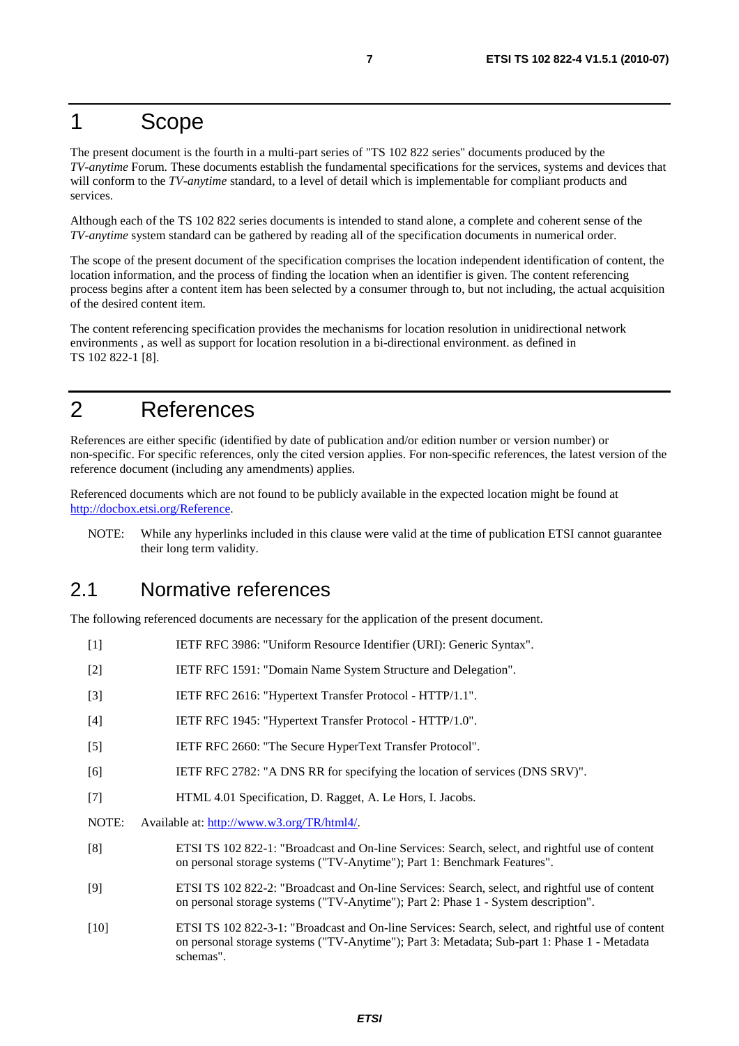# 1 Scope

The present document is the fourth in a multi-part series of "TS 102 822 series" documents produced by the *TV-anytime* Forum. These documents establish the fundamental specifications for the services, systems and devices that will conform to the *TV-anytime* standard, to a level of detail which is implementable for compliant products and services.

Although each of the TS 102 822 series documents is intended to stand alone, a complete and coherent sense of the *TV-anytime* system standard can be gathered by reading all of the specification documents in numerical order.

The scope of the present document of the specification comprises the location independent identification of content, the location information, and the process of finding the location when an identifier is given. The content referencing process begins after a content item has been selected by a consumer through to, but not including, the actual acquisition of the desired content item.

The content referencing specification provides the mechanisms for location resolution in unidirectional network environments , as well as support for location resolution in a bi-directional environment. as defined in TS 102 822-1 [8].

# 2 References

References are either specific (identified by date of publication and/or edition number or version number) or non-specific. For specific references, only the cited version applies. For non-specific references, the latest version of the reference document (including any amendments) applies.

Referenced documents which are not found to be publicly available in the expected location might be found at http://docbox.etsi.org/Reference.

NOTE: While any hyperlinks included in this clause were valid at the time of publication ETSI cannot guarantee their long term validity.

## 2.1 Normative references

The following referenced documents are necessary for the application of the present document.

[1] IETF RFC 3986: "Uniform Resource Identifier (URI): Generic Syntax".

[2] IETF RFC 1591: "Domain Name System Structure and Delegation".

[3] IETF RFC 2616: "Hypertext Transfer Protocol - HTTP/1.1".

[4] IETF RFC 1945: "Hypertext Transfer Protocol - HTTP/1.0".

[5] IETF RFC 2660: "The Secure HyperText Transfer Protocol".

[6] IETF RFC 2782: "A DNS RR for specifying the location of services (DNS SRV)".

[7] HTML 4.01 Specification, D. Ragget, A. Le Hors, I. Jacobs.

NOTE: Available at: http://www.w3.org/TR/html4/.

[8] ETSI TS 102 822-1: "Broadcast and On-line Services: Search, select, and rightful use of content on personal storage systems ("TV-Anytime"); Part 1: Benchmark Features".

[9] ETSI TS 102 822-2: "Broadcast and On-line Services: Search, select, and rightful use of content on personal storage systems ("TV-Anytime"); Part 2: Phase 1 - System description".

[10] ETSI TS 102 822-3-1: "Broadcast and On-line Services: Search, select, and rightful use of content on personal storage systems ("TV-Anytime"); Part 3: Metadata; Sub-part 1: Phase 1 - Metadata schemas".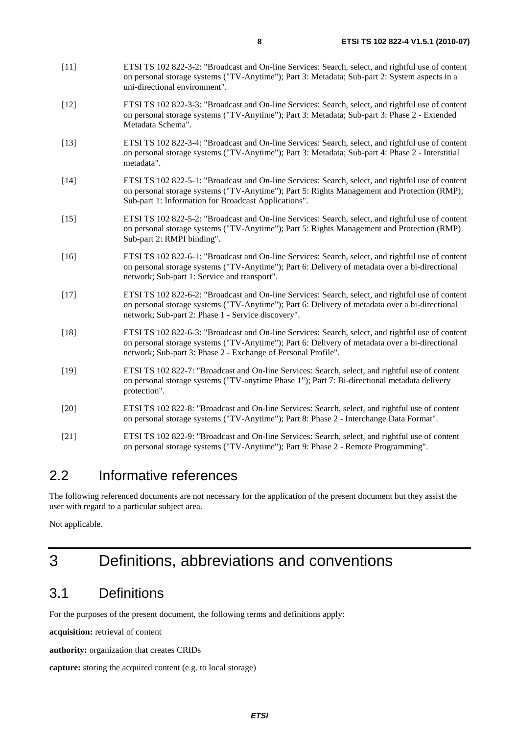[11] ETSI TS 102 822-3-2: "Broadcast and On-line Services: Search, select, and rightful use of content on personal storage systems ("TV-Anytime"); Part 3: Metadata; Sub-part 2: System aspects in a uni-directional environment".

[12] ETSI TS 102 822-3-3: "Broadcast and On-line Services: Search, select, and rightful use of content on personal storage systems ("TV-Anytime"); Part 3: Metadata; Sub-part 3: Phase 2 - Extended Metadata Schema".

[13] ETSI TS 102 822-3-4: "Broadcast and On-line Services: Search, select, and rightful use of content on personal storage systems ("TV-Anytime"); Part 3: Metadata; Sub-part 4: Phase 2 - Interstitial metadata".

[14] ETSI TS 102 822-5-1: "Broadcast and On-line Services: Search, select, and rightful use of content on personal storage systems ("TV-Anytime"); Part 5: Rights Management and Protection (RMP); Sub-part 1: Information for Broadcast Applications".

[15] ETSI TS 102 822-5-2: "Broadcast and On-line Services: Search, select, and rightful use of content on personal storage systems ("TV-Anytime"); Part 5: Rights Management and Protection (RMP) Sub-part 2: RMPI binding".

[16] ETSI TS 102 822-6-1: "Broadcast and On-line Services: Search, select, and rightful use of content on personal storage systems ("TV-Anytime"); Part 6: Delivery of metadata over a bi-directional network; Sub-part 1: Service and transport".

[17] ETSI TS 102 822-6-2: "Broadcast and On-line Services: Search, select, and rightful use of content on personal storage systems ("TV-Anytime"); Part 6: Delivery of metadata over a bi-directional network; Sub-part 2: Phase 1 - Service discovery".

[18] ETSI TS 102 822-6-3: "Broadcast and On-line Services: Search, select, and rightful use of content on personal storage systems ("TV-Anytime"); Part 6: Delivery of metadata over a bi-directional network; Sub-part 3: Phase 2 - Exchange of Personal Profile".

[19] ETSI TS 102 822-7: "Broadcast and On-line Services: Search, select, and rightful use of content on personal storage systems ("TV-anytime Phase 1"); Part 7: Bi-directional metadata delivery protection".

[20] ETSI TS 102 822-8: "Broadcast and On-line Services: Search, select, and rightful use of content on personal storage systems ("TV-Anytime"); Part 8: Phase 2 - Interchange Data Format".

[21] ETSI TS 102 822-9: "Broadcast and On-line Services: Search, select, and rightful use of content on personal storage systems ("TV-Anytime"); Part 9: Phase 2 - Remote Programming".

## 2.2 Informative references

The following referenced documents are not necessary for the application of the present document but they assist the user with regard to a particular subject area.

Not applicable.

# 3 Definitions, abbreviations and conventions

## 3.1 Definitions

For the purposes of the present document, the following terms and definitions apply:

**acquisition:** retrieval of content

**authority:** organization that creates CRIDs

**capture:** storing the acquired content (e.g. to local storage)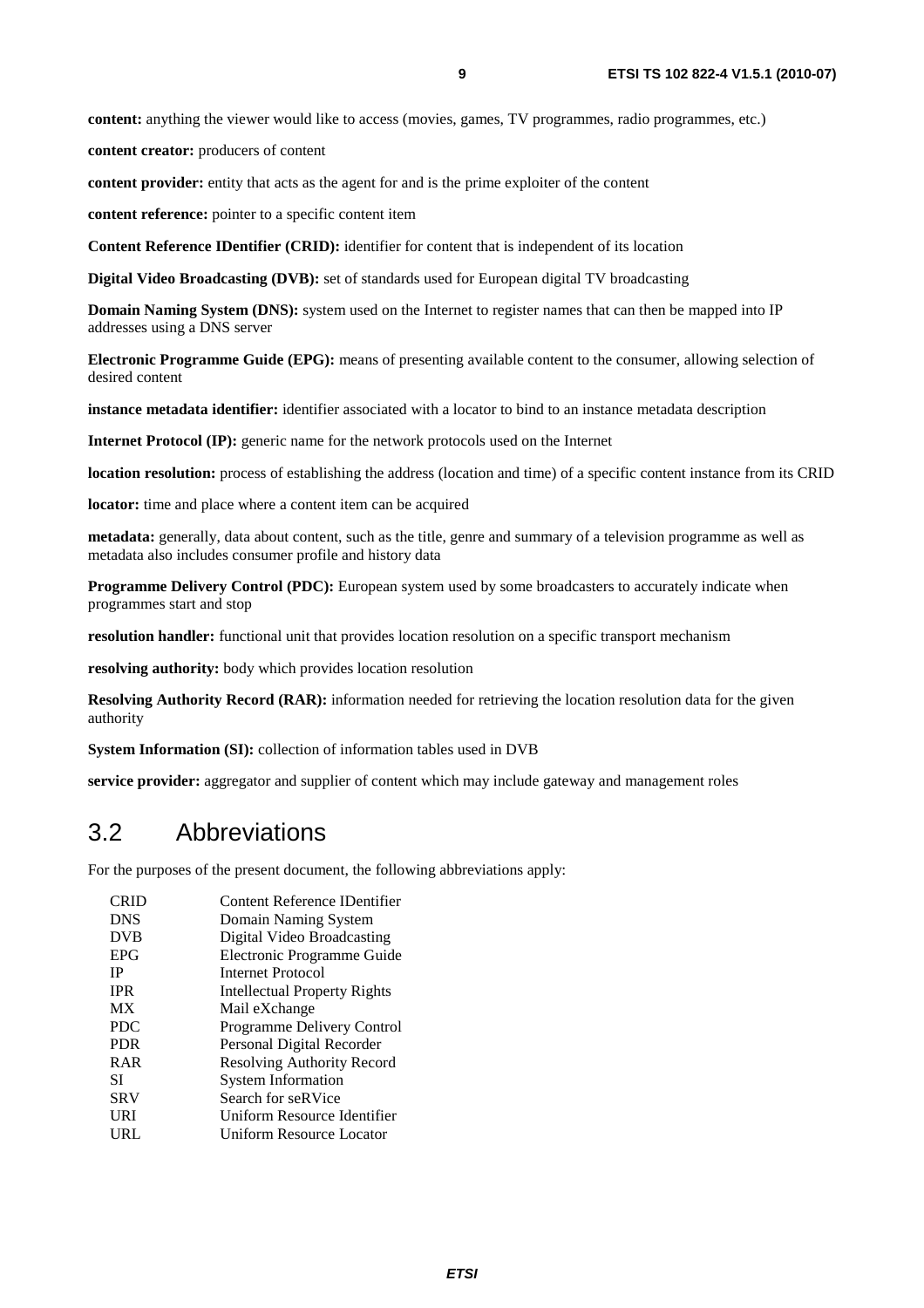**content:** anything the viewer would like to access (movies, games, TV programmes, radio programmes, etc.)

**content creator:** producers of content

**content provider:** entity that acts as the agent for and is the prime exploiter of the content

**content reference:** pointer to a specific content item

**Content Reference IDentifier (CRID):** identifier for content that is independent of its location

**Digital Video Broadcasting (DVB):** set of standards used for European digital TV broadcasting

**Domain Naming System (DNS):** system used on the Internet to register names that can then be mapped into IP addresses using a DNS server

**Electronic Programme Guide (EPG):** means of presenting available content to the consumer, allowing selection of desired content

**instance metadata identifier:** identifier associated with a locator to bind to an instance metadata description

**Internet Protocol (IP):** generic name for the network protocols used on the Internet

**location resolution:** process of establishing the address (location and time) of a specific content instance from its CRID

**locator:** time and place where a content item can be acquired

**metadata:** generally, data about content, such as the title, genre and summary of a television programme as well as metadata also includes consumer profile and history data

**Programme Delivery Control (PDC):** European system used by some broadcasters to accurately indicate when programmes start and stop

**resolution handler:** functional unit that provides location resolution on a specific transport mechanism

**resolving authority:** body which provides location resolution

**Resolving Authority Record (RAR):** information needed for retrieving the location resolution data for the given authority

**System Information (SI):** collection of information tables used in DVB

**service provider:** aggregator and supplier of content which may include gateway and management roles

## 3.2 Abbreviations

For the purposes of the present document, the following abbreviations apply:

| | |
|---|---|
| CRID | Content Reference IDentifier |
| DNS | Domain Naming System |
| DVB | Digital Video Broadcasting |
| EPG | Electronic Programme Guide |
| IP | Internet Protocol |
| IPR | Intellectual Property Rights |
| MX | Mail eXchange |
| PDC | Programme Delivery Control |
| PDR | Personal Digital Recorder |
| RAR | Resolving Authority Record |
| SI | System Information |
| SRV | Search for seRVice |
| URI | Uniform Resource Identifier |
| URL | Uniform Resource Locator |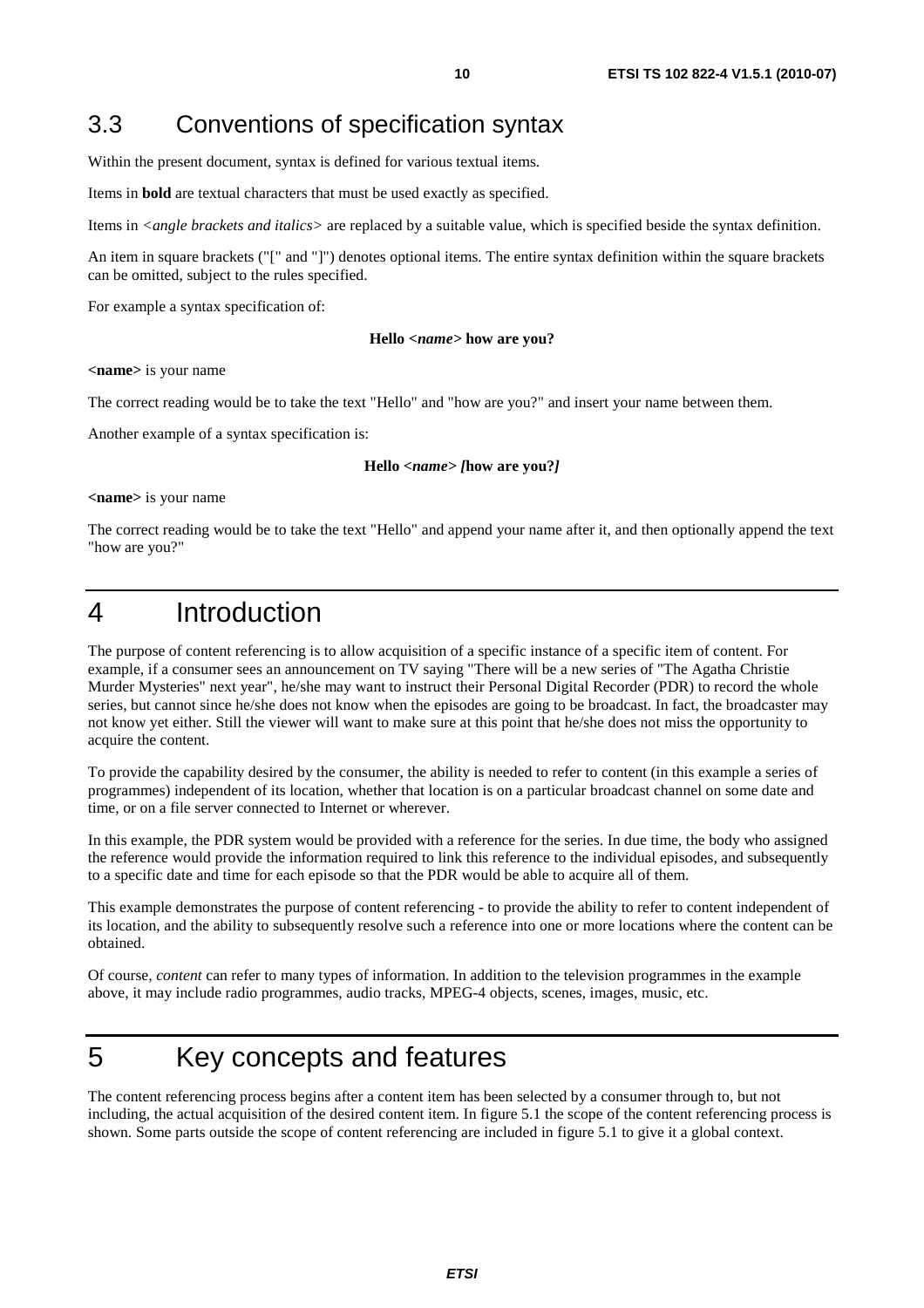## 3.3 Conventions of specification syntax

Within the present document, syntax is defined for various textual items.

Items in **bold** are textual characters that must be used exactly as specified.

Items in *<angle brackets and italics>* are replaced by a suitable value, which is specified beside the syntax definition.

An item in square brackets ("[" and "]") denotes optional items. The entire syntax definition within the square brackets can be omitted, subject to the rules specified.

For example a syntax specification of:

**Hello <*name*> how are you?**

**<name>** is your name

The correct reading would be to take the text "Hello" and "how are you?" and insert your name between them.

Another example of a syntax specification is:

**Hello <*name*> *[*how are you?*]***

**<name>** is your name

The correct reading would be to take the text "Hello" and append your name after it, and then optionally append the text "how are you?"

# 4 Introduction

The purpose of content referencing is to allow acquisition of a specific instance of a specific item of content. For example, if a consumer sees an announcement on TV saying "There will be a new series of "The Agatha Christie Murder Mysteries" next year", he/she may want to instruct their Personal Digital Recorder (PDR) to record the whole series, but cannot since he/she does not know when the episodes are going to be broadcast. In fact, the broadcaster may not know yet either. Still the viewer will want to make sure at this point that he/she does not miss the opportunity to acquire the content.

To provide the capability desired by the consumer, the ability is needed to refer to content (in this example a series of programmes) independent of its location, whether that location is on a particular broadcast channel on some date and time, or on a file server connected to Internet or wherever.

In this example, the PDR system would be provided with a reference for the series. In due time, the body who assigned the reference would provide the information required to link this reference to the individual episodes, and subsequently to a specific date and time for each episode so that the PDR would be able to acquire all of them.

This example demonstrates the purpose of content referencing - to provide the ability to refer to content independent of its location, and the ability to subsequently resolve such a reference into one or more locations where the content can be obtained.

Of course, *content* can refer to many types of information. In addition to the television programmes in the example above, it may include radio programmes, audio tracks, MPEG-4 objects, scenes, images, music, etc.

# 5 Key concepts and features

The content referencing process begins after a content item has been selected by a consumer through to, but not including, the actual acquisition of the desired content item. In figure 5.1 the scope of the content referencing process is shown. Some parts outside the scope of content referencing are included in figure 5.1 to give it a global context.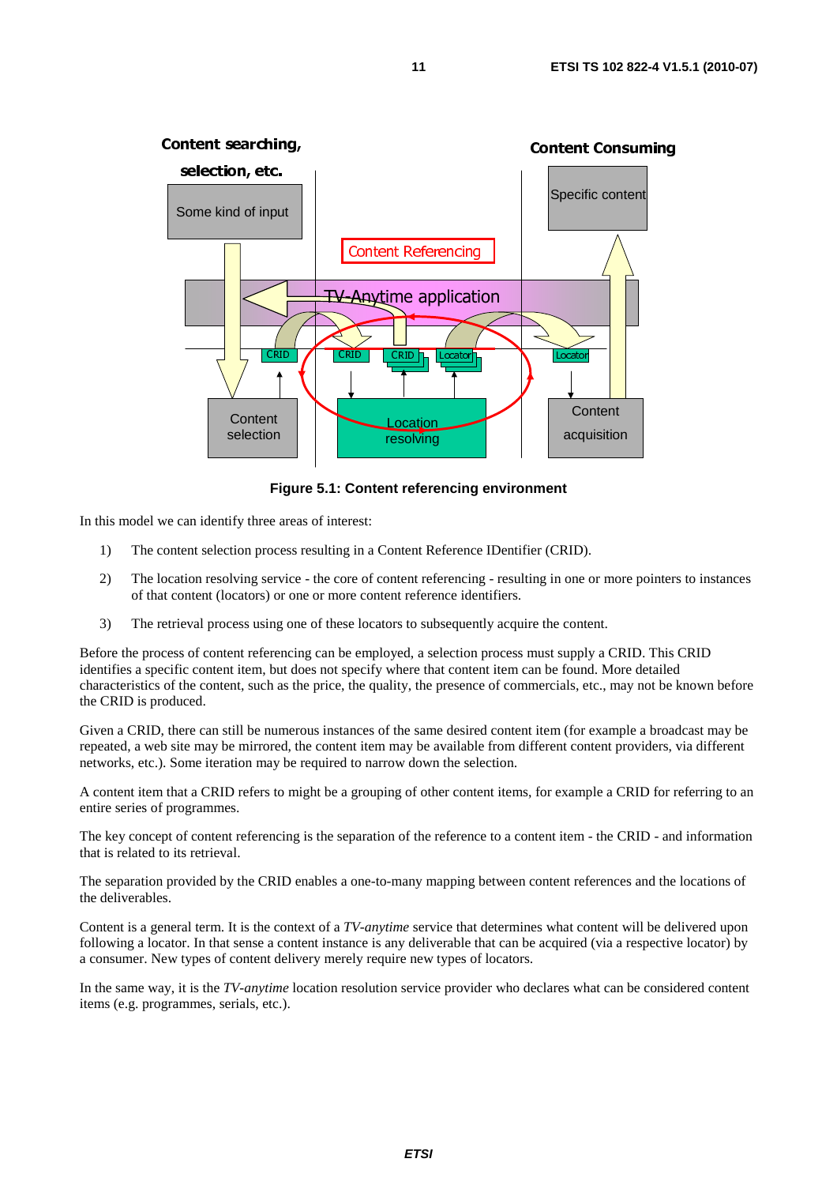**Figure 5.1: Content referencing environment**

In this model we can identify three areas of interest:

1) The content selection process resulting in a Content Reference IDentifier (CRID).

2) The location resolving service - the core of content referencing - resulting in one or more pointers to instances of that content (locators) or one or more content reference identifiers.

3) The retrieval process using one of these locators to subsequently acquire the content.

Before the process of content referencing can be employed, a selection process must supply a CRID. This CRID identifies a specific content item, but does not specify where that content item can be found. More detailed characteristics of the content, such as the price, the quality, the presence of commercials, etc., may not be known before the CRID is produced.

Given a CRID, there can still be numerous instances of the same desired content item (for example a broadcast may be repeated, a web site may be mirrored, the content item may be available from different content providers, via different networks, etc.). Some iteration may be required to narrow down the selection.

A content item that a CRID refers to might be a grouping of other content items, for example a CRID for referring to an entire series of programmes.

The key concept of content referencing is the separation of the reference to a content item - the CRID - and information that is related to its retrieval.

The separation provided by the CRID enables a one-to-many mapping between content references and the locations of the deliverables.

Content is a general term. It is the context of a *TV-anytime* service that determines what content will be delivered upon following a locator. In that sense a content instance is any deliverable that can be acquired (via a respective locator) by a consumer. New types of content delivery merely require new types of locators.

In the same way, it is the *TV-anytime* location resolution service provider who declares what can be considered content items (e.g. programmes, serials, etc.).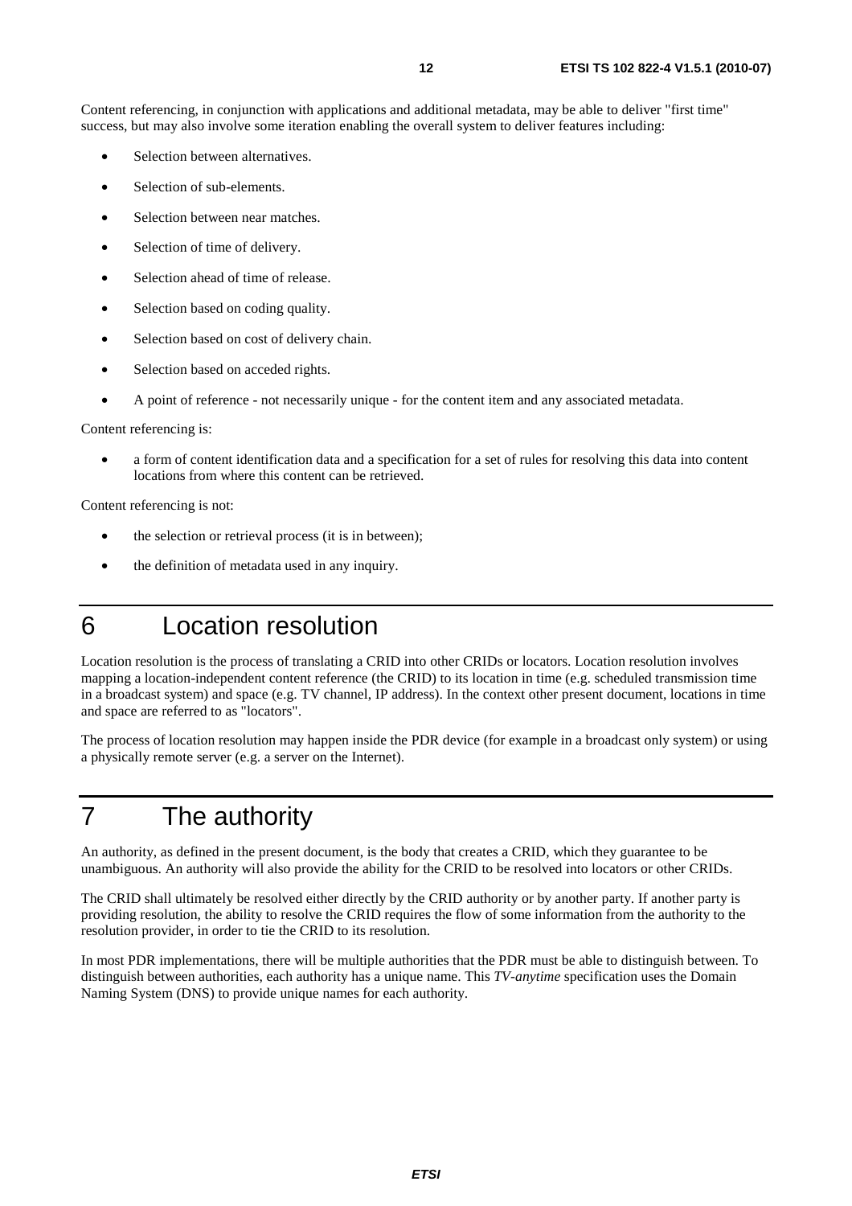Content referencing, in conjunction with applications and additional metadata, may be able to deliver "first time" success, but may also involve some iteration enabling the overall system to deliver features including:

- Selection between alternatives.
- Selection of sub-elements.
- Selection between near matches.
- Selection of time of delivery.
- Selection ahead of time of release.
- Selection based on coding quality.
- Selection based on cost of delivery chain.
- Selection based on acceded rights.
- A point of reference - not necessarily unique - for the content item and any associated metadata.

Content referencing is:

- a form of content identification data and a specification for a set of rules for resolving this data into content locations from where this content can be retrieved.

Content referencing is not:

- the selection or retrieval process (it is in between);
- the definition of metadata used in any inquiry.

# 6 Location resolution

Location resolution is the process of translating a CRID into other CRIDs or locators. Location resolution involves mapping a location-independent content reference (the CRID) to its location in time (e.g. scheduled transmission time in a broadcast system) and space (e.g. TV channel, IP address). In the context other present document, locations in time and space are referred to as "locators".

The process of location resolution may happen inside the PDR device (for example in a broadcast only system) or using a physically remote server (e.g. a server on the Internet).

# 7 The authority

An authority, as defined in the present document, is the body that creates a CRID, which they guarantee to be unambiguous. An authority will also provide the ability for the CRID to be resolved into locators or other CRIDs.

The CRID shall ultimately be resolved either directly by the CRID authority or by another party. If another party is providing resolution, the ability to resolve the CRID requires the flow of some information from the authority to the resolution provider, in order to tie the CRID to its resolution.

In most PDR implementations, there will be multiple authorities that the PDR must be able to distinguish between. To distinguish between authorities, each authority has a unique name. This *TV-anytime* specification uses the Domain Naming System (DNS) to provide unique names for each authority.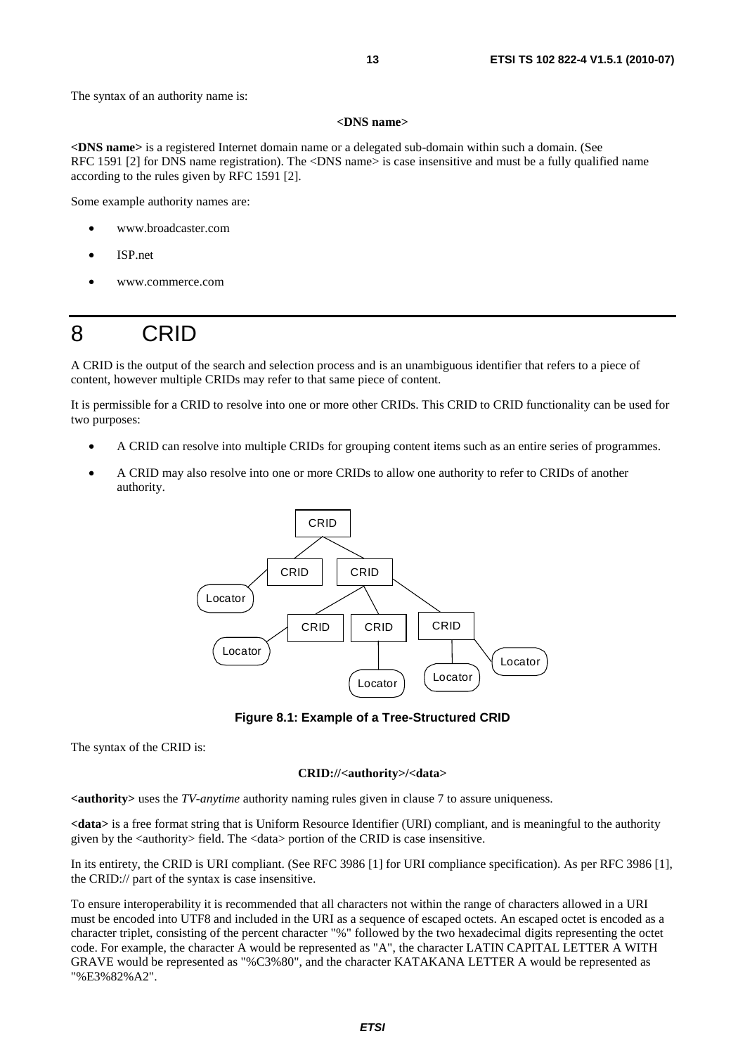The syntax of an authority name is:

**<DNS name>**

**<DNS name>** is a registered Internet domain name or a delegated sub-domain within such a domain. (See RFC 1591 [2] for DNS name registration). The <DNS name> is case insensitive and must be a fully qualified name according to the rules given by RFC 1591 [2].

Some example authority names are:

- www.broadcaster.com
- ISP.net
- www.commerce.com

# 8 CRID

A CRID is the output of the search and selection process and is an unambiguous identifier that refers to a piece of content, however multiple CRIDs may refer to that same piece of content.

It is permissible for a CRID to resolve into one or more other CRIDs. This CRID to CRID functionality can be used for two purposes:

- A CRID can resolve into multiple CRIDs for grouping content items such as an entire series of programmes.
- A CRID may also resolve into one or more CRIDs to allow one authority to refer to CRIDs of another authority.

**Figure 8.1: Example of a Tree-Structured CRID**

The syntax of the CRID is:

**CRID://<authority>/<data>**

**<authority>** uses the *TV-anytime* authority naming rules given in clause 7 to assure uniqueness.

**<data>** is a free format string that is Uniform Resource Identifier (URI) compliant, and is meaningful to the authority given by the <authority> field. The <data> portion of the CRID is case insensitive.

In its entirety, the CRID is URI compliant. (See RFC 3986 [1] for URI compliance specification). As per RFC 3986 [1], the CRID:// part of the syntax is case insensitive.

To ensure interoperability it is recommended that all characters not within the range of characters allowed in a URI must be encoded into UTF8 and included in the URI as a sequence of escaped octets. An escaped octet is encoded as a character triplet, consisting of the percent character "%" followed by the two hexadecimal digits representing the octet code. For example, the character A would be represented as "A", the character LATIN CAPITAL LETTER A WITH GRAVE would be represented as "%C3%80", and the character KATAKANA LETTER A would be represented as "%E3%82%A2".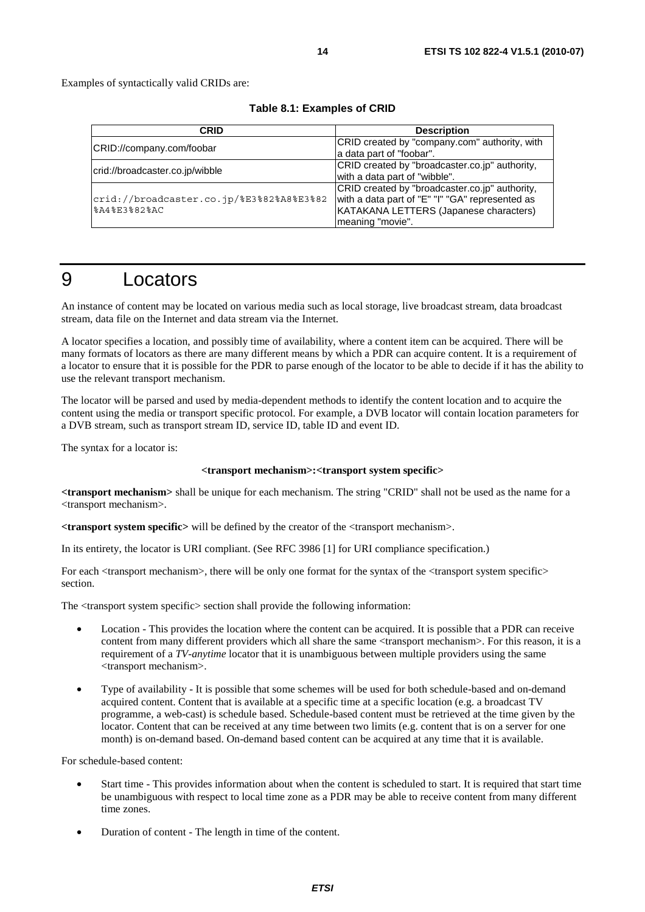Examples of syntactically valid CRIDs are:

**Table 8.1: Examples of CRID**

| CRID | Description |
|---|---|
| CRID://company.com/foobar | CRID created by "company.com" authority, with a data part of "foobar". |
| crid://broadcaster.co.jp/wibble | CRID created by "broadcaster.co.jp" authority, with a data part of "wibble". |
| crid://broadcaster.co.jp/%E3%82%A8%E3%82%A4%E3%82%AC | CRID created by "broadcaster.co.jp" authority, with a data part of "E" "I" "GA" represented as KATAKANA LETTERS (Japanese characters) meaning "movie". |

# 9 Locators

An instance of content may be located on various media such as local storage, live broadcast stream, data broadcast stream, data file on the Internet and data stream via the Internet.

A locator specifies a location, and possibly time of availability, where a content item can be acquired. There will be many formats of locators as there are many different means by which a PDR can acquire content. It is a requirement of a locator to ensure that it is possible for the PDR to parse enough of the locator to be able to decide if it has the ability to use the relevant transport mechanism.

The locator will be parsed and used by media-dependent methods to identify the content location and to acquire the content using the media or transport specific protocol. For example, a DVB locator will contain location parameters for a DVB stream, such as transport stream ID, service ID, table ID and event ID.

The syntax for a locator is:

**<transport mechanism>:<transport system specific>**

**<transport mechanism>** shall be unique for each mechanism. The string "CRID" shall not be used as the name for a <transport mechanism>.

**<transport system specific>** will be defined by the creator of the <transport mechanism>.

In its entirety, the locator is URI compliant. (See RFC 3986 [1] for URI compliance specification.)

For each <transport mechanism>, there will be only one format for the syntax of the <transport system specific> section.

The <transport system specific> section shall provide the following information:

- Location - This provides the location where the content can be acquired. It is possible that a PDR can receive content from many different providers which all share the same <transport mechanism>. For this reason, it is a requirement of a *TV-anytime* locator that it is unambiguous between multiple providers using the same <transport mechanism>.

- Type of availability - It is possible that some schemes will be used for both schedule-based and on-demand acquired content. Content that is available at a specific time at a specific location (e.g. a broadcast TV programme, a web-cast) is schedule based. Schedule-based content must be retrieved at the time given by the locator. Content that can be received at any time between two limits (e.g. content that is on a server for one month) is on-demand based. On-demand based content can be acquired at any time that it is available.

For schedule-based content:

- Start time - This provides information about when the content is scheduled to start. It is required that start time be unambiguous with respect to local time zone as a PDR may be able to receive content from many different time zones.

- Duration of content - The length in time of the content.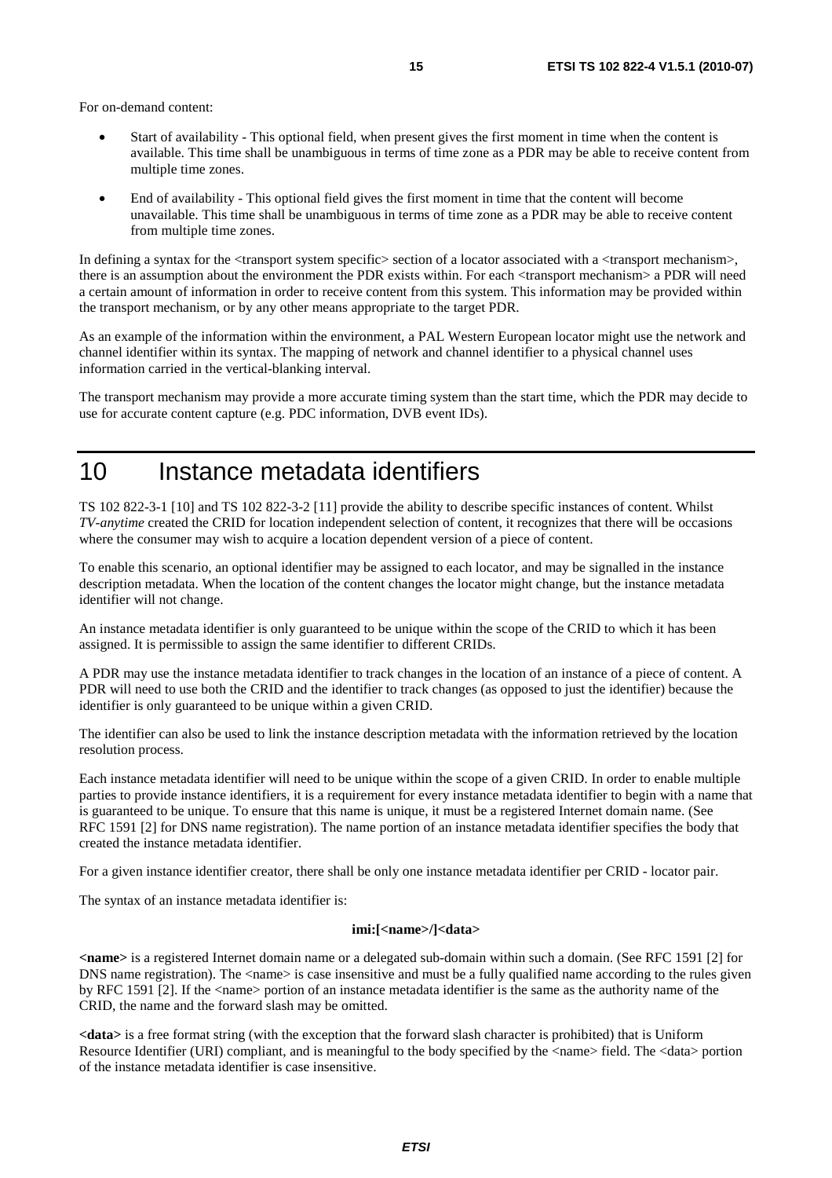For on-demand content:

- Start of availability - This optional field, when present gives the first moment in time when the content is available. This time shall be unambiguous in terms of time zone as a PDR may be able to receive content from multiple time zones.
- End of availability - This optional field gives the first moment in time that the content will become unavailable. This time shall be unambiguous in terms of time zone as a PDR may be able to receive content from multiple time zones.

In defining a syntax for the <transport system specific> section of a locator associated with a <transport mechanism>, there is an assumption about the environment the PDR exists within. For each <transport mechanism> a PDR will need a certain amount of information in order to receive content from this system. This information may be provided within the transport mechanism, or by any other means appropriate to the target PDR.

As an example of the information within the environment, a PAL Western European locator might use the network and channel identifier within its syntax. The mapping of network and channel identifier to a physical channel uses information carried in the vertical-blanking interval.

The transport mechanism may provide a more accurate timing system than the start time, which the PDR may decide to use for accurate content capture (e.g. PDC information, DVB event IDs).

# 10 Instance metadata identifiers

TS 102 822-3-1 [10] and TS 102 822-3-2 [11] provide the ability to describe specific instances of content. Whilst *TV-anytime* created the CRID for location independent selection of content, it recognizes that there will be occasions where the consumer may wish to acquire a location dependent version of a piece of content.

To enable this scenario, an optional identifier may be assigned to each locator, and may be signalled in the instance description metadata. When the location of the content changes the locator might change, but the instance metadata identifier will not change.

An instance metadata identifier is only guaranteed to be unique within the scope of the CRID to which it has been assigned. It is permissible to assign the same identifier to different CRIDs.

A PDR may use the instance metadata identifier to track changes in the location of an instance of a piece of content. A PDR will need to use both the CRID and the identifier to track changes (as opposed to just the identifier) because the identifier is only guaranteed to be unique within a given CRID.

The identifier can also be used to link the instance description metadata with the information retrieved by the location resolution process.

Each instance metadata identifier will need to be unique within the scope of a given CRID. In order to enable multiple parties to provide instance identifiers, it is a requirement for every instance metadata identifier to begin with a name that is guaranteed to be unique. To ensure that this name is unique, it must be a registered Internet domain name. (See RFC 1591 [2] for DNS name registration). The name portion of an instance metadata identifier specifies the body that created the instance metadata identifier.

For a given instance identifier creator, there shall be only one instance metadata identifier per CRID - locator pair.

The syntax of an instance metadata identifier is:

**imi:[<name>/]<data>**

**<name>** is a registered Internet domain name or a delegated sub-domain within such a domain. (See RFC 1591 [2] for DNS name registration). The <name> is case insensitive and must be a fully qualified name according to the rules given by RFC 1591 [2]. If the <name> portion of an instance metadata identifier is the same as the authority name of the CRID, the name and the forward slash may be omitted.

**<data>** is a free format string (with the exception that the forward slash character is prohibited) that is Uniform Resource Identifier (URI) compliant, and is meaningful to the body specified by the <name> field. The <data> portion of the instance metadata identifier is case insensitive.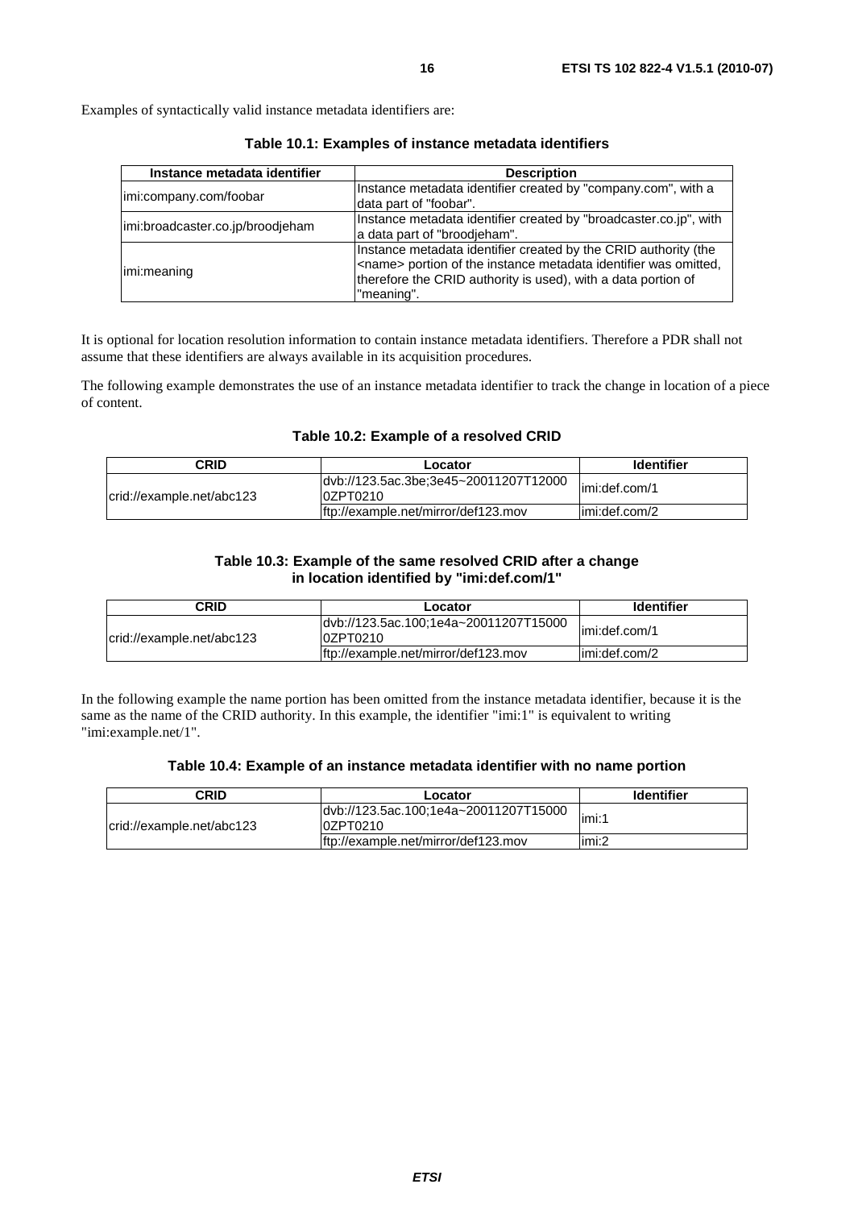Examples of syntactically valid instance metadata identifiers are:

**Table 10.1: Examples of instance metadata identifiers**

| Instance metadata identifier | Description |
|---|---|
| imi:company.com/foobar | Instance metadata identifier created by "company.com", with a data part of "foobar". |
| imi:broadcaster.co.jp/broodjeham | Instance metadata identifier created by "broadcaster.co.jp", with a data part of "broodjeham". |
| imi:meaning | Instance metadata identifier created by the CRID authority (the <name> portion of the instance metadata identifier was omitted, therefore the CRID authority is used), with a data portion of "meaning". |

It is optional for location resolution information to contain instance metadata identifiers. Therefore a PDR shall not assume that these identifiers are always available in its acquisition procedures.

The following example demonstrates the use of an instance metadata identifier to track the change in location of a piece of content.

**Table 10.2: Example of a resolved CRID**

| CRID | Locator | Identifier |
|---|---|---|
| crid://example.net/abc123 | dvb://123.5ac.3be;3e45~20011207T120000ZPT0210 | imi:def.com/1 |
| | ftp://example.net/mirror/def123.mov | imi:def.com/2 |

**Table 10.3: Example of the same resolved CRID after a change in location identified by "imi:def.com/1"**

| CRID | Locator | Identifier |
|---|---|---|
| crid://example.net/abc123 | dvb://123.5ac.100;1e4a~20011207T150000ZPT0210 | imi:def.com/1 |
| | ftp://example.net/mirror/def123.mov | imi:def.com/2 |

In the following example the name portion has been omitted from the instance metadata identifier, because it is the same as the name of the CRID authority. In this example, the identifier "imi:1" is equivalent to writing "imi:example.net/1".

**Table 10.4: Example of an instance metadata identifier with no name portion**

| CRID | Locator | Identifier |
|---|---|---|
| crid://example.net/abc123 | dvb://123.5ac.100;1e4a~20011207T150000ZPT0210 | imi:1 |
| | ftp://example.net/mirror/def123.mov | imi:2 |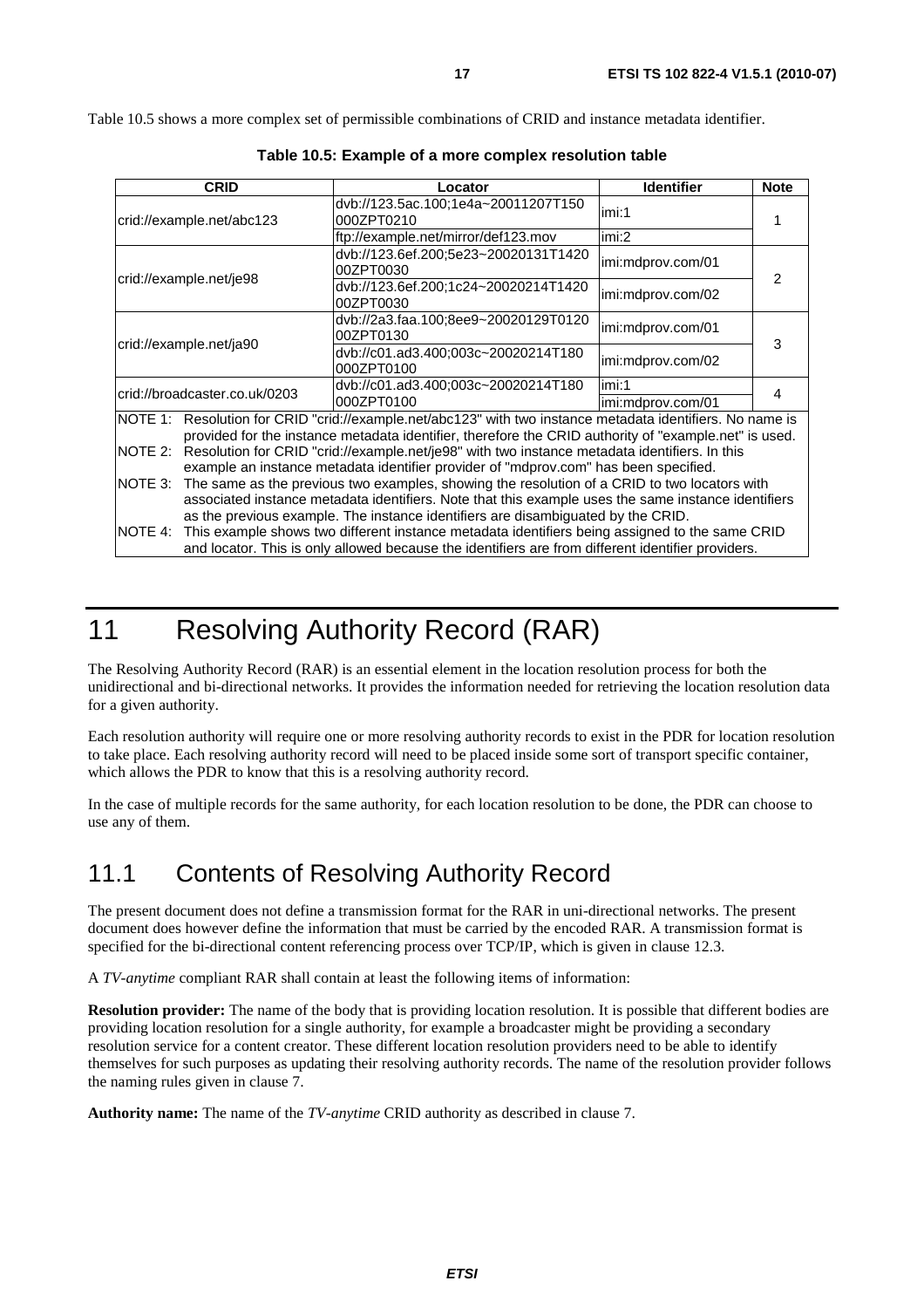Table 10.5 shows a more complex set of permissible combinations of CRID and instance metadata identifier.

**Table 10.5: Example of a more complex resolution table**

| CRID | Locator | Identifier | Note |
|---|---|---|---|
| crid://example.net/abc123 | dvb://123.5ac.100;1e4a~20011207T150000ZPT0210 | imi:1 | 1 |
| | ftp://example.net/mirror/def123.mov | imi:2 | |
| crid://example.net/je98 | dvb://123.6ef.200;5e23~20020131T142000ZPT0030 | imi:mdprov.com/01 | 2 |
| | dvb://123.6ef.200;1c24~20020214T142000ZPT0030 | imi:mdprov.com/02 | |
| crid://example.net/ja90 | dvb://2a3.faa.100;8ee9~20020129T012000ZPT0130 | imi:mdprov.com/01 | 3 |
| | dvb://c01.ad3.400;003c~20020214T180000ZPT0100 | imi:mdprov.com/02 | |
| crid://broadcaster.co.uk/0203 | dvb://c01.ad3.400;003c~20020214T180000ZPT0100 | imi:1 | 4 |
| | | imi:mdprov.com/01 | |

NOTE 1: Resolution for CRID "crid://example.net/abc123" with two instance metadata identifiers. No name is provided for the instance metadata identifier, therefore the CRID authority of "example.net" is used.

NOTE 2: Resolution for CRID "crid://example.net/je98" with two instance metadata identifiers. In this example an instance metadata identifier provider of "mdprov.com" has been specified.

NOTE 3: The same as the previous two examples, showing the resolution of a CRID to two locators with associated instance metadata identifiers. Note that this example uses the same instance identifiers as the previous example. The instance identifiers are disambiguated by the CRID.

NOTE 4: This example shows two different instance metadata identifiers being assigned to the same CRID and locator. This is only allowed because the identifiers are from different identifier providers.

# 11 Resolving Authority Record (RAR)

The Resolving Authority Record (RAR) is an essential element in the location resolution process for both the unidirectional and bi-directional networks. It provides the information needed for retrieving the location resolution data for a given authority.

Each resolution authority will require one or more resolving authority records to exist in the PDR for location resolution to take place. Each resolving authority record will need to be placed inside some sort of transport specific container, which allows the PDR to know that this is a resolving authority record.

In the case of multiple records for the same authority, for each location resolution to be done, the PDR can choose to use any of them.

## 11.1 Contents of Resolving Authority Record

The present document does not define a transmission format for the RAR in uni-directional networks. The present document does however define the information that must be carried by the encoded RAR. A transmission format is specified for the bi-directional content referencing process over TCP/IP, which is given in clause 12.3.

A *TV-anytime* compliant RAR shall contain at least the following items of information:

**Resolution provider:** The name of the body that is providing location resolution. It is possible that different bodies are providing location resolution for a single authority, for example a broadcaster might be providing a secondary resolution service for a content creator. These different location resolution providers need to be able to identify themselves for such purposes as updating their resolving authority records. The name of the resolution provider follows the naming rules given in clause 7.

**Authority name:** The name of the *TV-anytime* CRID authority as described in clause 7.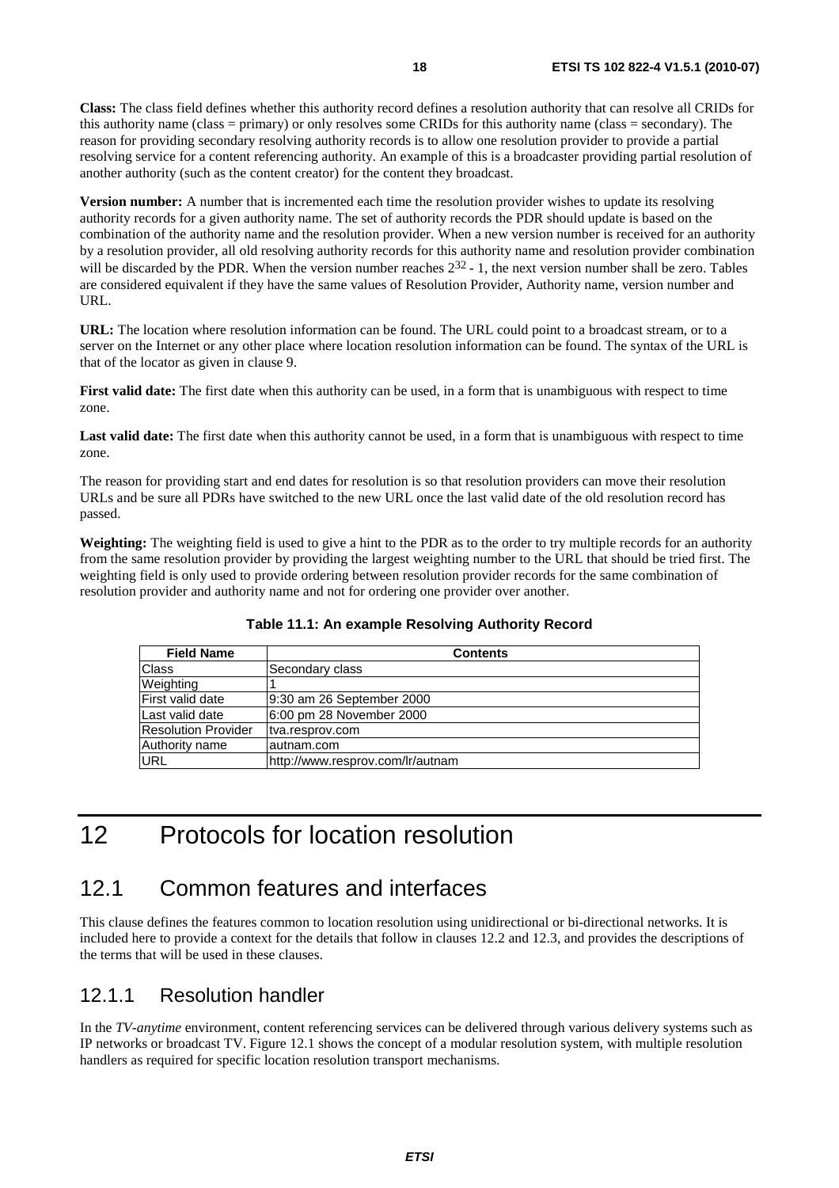**Class:** The class field defines whether this authority record defines a resolution authority that can resolve all CRIDs for this authority name (class = primary) or only resolves some CRIDs for this authority name (class = secondary). The reason for providing secondary resolving authority records is to allow one resolution provider to provide a partial resolving service for a content referencing authority. An example of this is a broadcaster providing partial resolution of another authority (such as the content creator) for the content they broadcast.

**Version number:** A number that is incremented each time the resolution provider wishes to update its resolving authority records for a given authority name. The set of authority records the PDR should update is based on the combination of the authority name and the resolution provider. When a new version number is received for an authority by a resolution provider, all old resolving authority records for this authority name and resolution provider combination will be discarded by the PDR. When the version number reaches $2^{32}$ - 1, the next version number shall be zero. Tables are considered equivalent if they have the same values of Resolution Provider, Authority name, version number and URL.

**URL:** The location where resolution information can be found. The URL could point to a broadcast stream, or to a server on the Internet or any other place where location resolution information can be found. The syntax of the URL is that of the locator as given in clause 9.

**First valid date:** The first date when this authority can be used, in a form that is unambiguous with respect to time zone.

**Last valid date:** The first date when this authority cannot be used, in a form that is unambiguous with respect to time zone.

The reason for providing start and end dates for resolution is so that resolution providers can move their resolution URLs and be sure all PDRs have switched to the new URL once the last valid date of the old resolution record has passed.

**Weighting:** The weighting field is used to give a hint to the PDR as to the order to try multiple records for an authority from the same resolution provider by providing the largest weighting number to the URL that should be tried first. The weighting field is only used to provide ordering between resolution provider records for the same combination of resolution provider and authority name and not for ordering one provider over another.

**Table 11.1: An example Resolving Authority Record**

| Field Name | Contents |
|---|---|
| Class | Secondary class |
| Weighting | 1 |
| First valid date | 9:30 am 26 September 2000 |
| Last valid date | 6:00 pm 28 November 2000 |
| Resolution Provider | tva.resprov.com |
| Authority name | autnam.com |
| URL | http://www.resprov.com/lr/autnam |

# 12 Protocols for location resolution

## 12.1 Common features and interfaces

This clause defines the features common to location resolution using unidirectional or bi-directional networks. It is included here to provide a context for the details that follow in clauses 12.2 and 12.3, and provides the descriptions of the terms that will be used in these clauses.

### 12.1.1 Resolution handler

In the *TV-anytime* environment, content referencing services can be delivered through various delivery systems such as IP networks or broadcast TV. Figure 12.1 shows the concept of a modular resolution system, with multiple resolution handlers as required for specific location resolution transport mechanisms.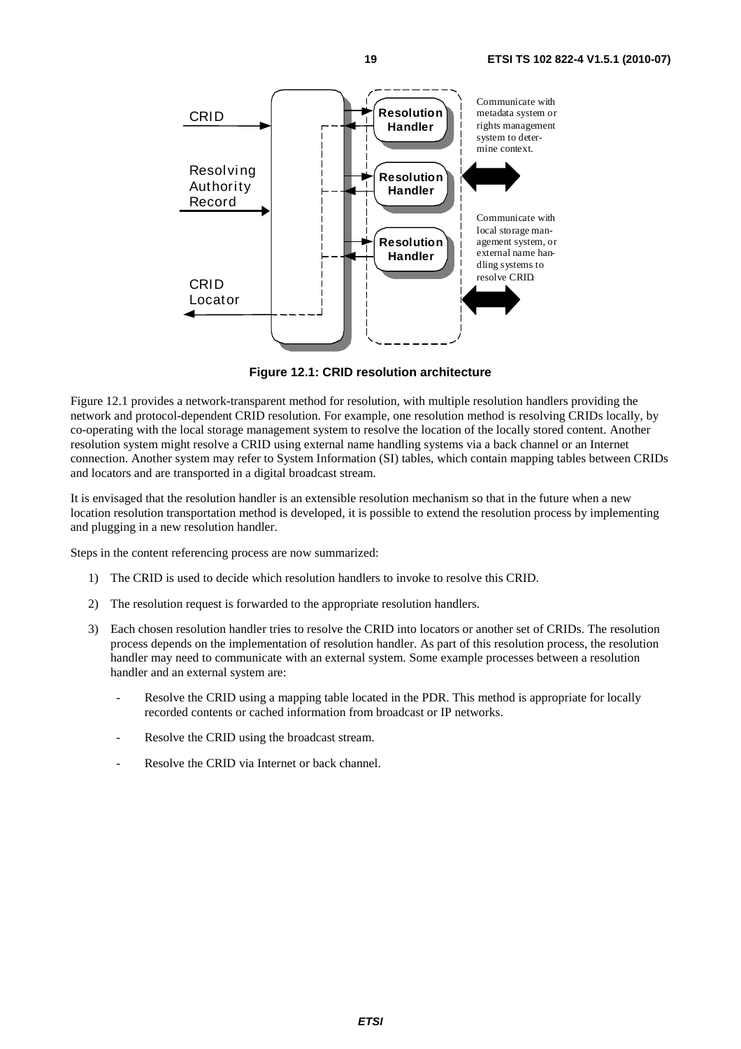**Figure 12.1: CRID resolution architecture**

Figure 12.1 provides a network-transparent method for resolution, with multiple resolution handlers providing the network and protocol-dependent CRID resolution. For example, one resolution method is resolving CRIDs locally, by co-operating with the local storage management system to resolve the location of the locally stored content. Another resolution system might resolve a CRID using external name handling systems via a back channel or an Internet connection. Another system may refer to System Information (SI) tables, which contain mapping tables between CRIDs and locators and are transported in a digital broadcast stream.

It is envisaged that the resolution handler is an extensible resolution mechanism so that in the future when a new location resolution transportation method is developed, it is possible to extend the resolution process by implementing and plugging in a new resolution handler.

Steps in the content referencing process are now summarized:

1) The CRID is used to decide which resolution handlers to invoke to resolve this CRID.

2) The resolution request is forwarded to the appropriate resolution handlers.

3) Each chosen resolution handler tries to resolve the CRID into locators or another set of CRIDs. The resolution process depends on the implementation of resolution handler. As part of this resolution process, the resolution handler may need to communicate with an external system. Some example processes between a resolution handler and an external system are:

   - Resolve the CRID using a mapping table located in the PDR. This method is appropriate for locally recorded contents or cached information from broadcast or IP networks.

   - Resolve the CRID using the broadcast stream.

   - Resolve the CRID via Internet or back channel.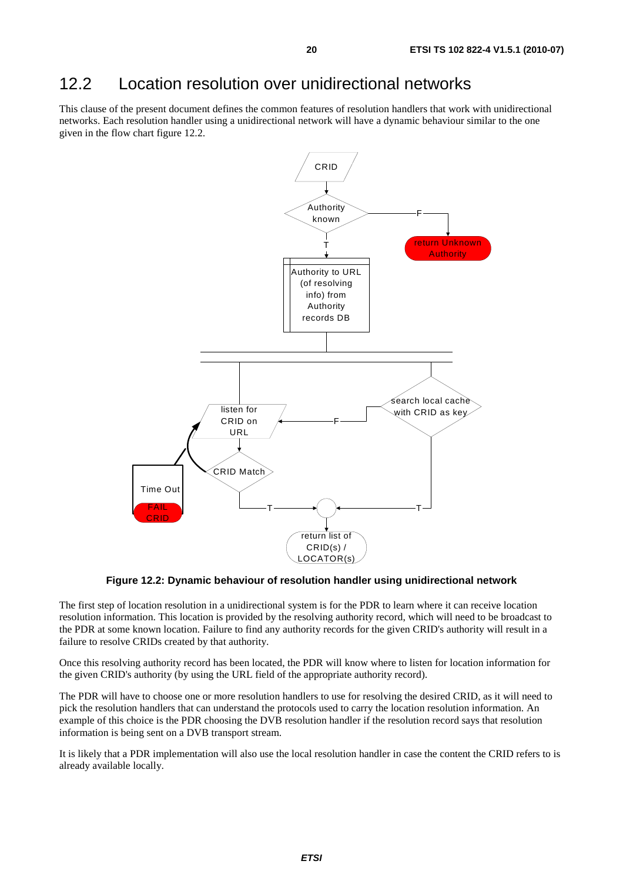## 12.2 Location resolution over unidirectional networks

This clause of the present document defines the common features of resolution handlers that work with unidirectional networks. Each resolution handler using a unidirectional network will have a dynamic behaviour similar to the one given in the flow chart figure 12.2.

CRID

Authority known

F

return Unknown Authority

T

Authority to URL (of resolving info) from Authority records DB

listen for CRID on URL

F

search local cache with CRID as key

Time Out

FAIL CRID

CRID Match

T

T

return list of CRID(s) / LOCATOR(s)

**Figure 12.2: Dynamic behaviour of resolution handler using unidirectional network**

The first step of location resolution in a unidirectional system is for the PDR to learn where it can receive location resolution information. This location is provided by the resolving authority record, which will need to be broadcast to the PDR at some known location. Failure to find any authority records for the given CRID's authority will result in a failure to resolve CRIDs created by that authority.

Once this resolving authority record has been located, the PDR will know where to listen for location information for the given CRID's authority (by using the URL field of the appropriate authority record).

The PDR will have to choose one or more resolution handlers to use for resolving the desired CRID, as it will need to pick the resolution handlers that can understand the protocols used to carry the location resolution information. An example of this choice is the PDR choosing the DVB resolution handler if the resolution record says that resolution information is being sent on a DVB transport stream.

It is likely that a PDR implementation will also use the local resolution handler in case the content the CRID refers to is already available locally.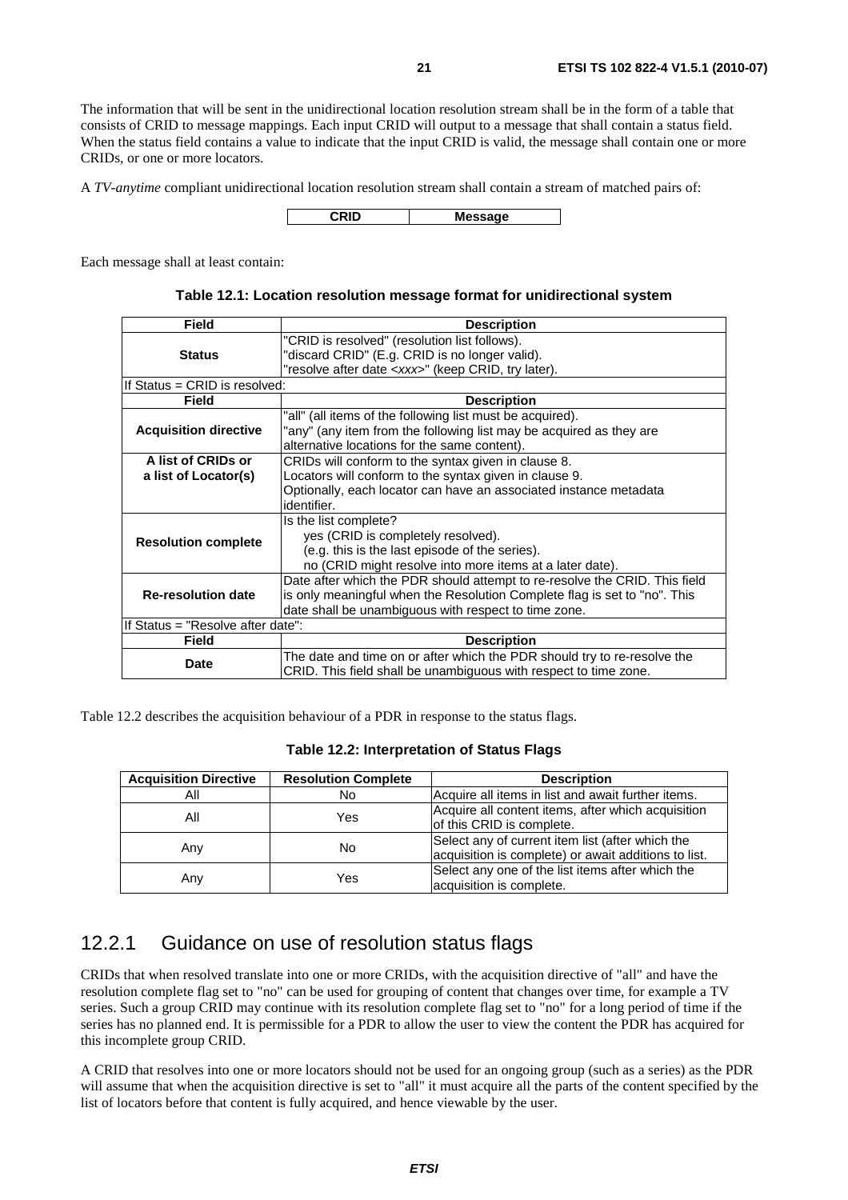The information that will be sent in the unidirectional location resolution stream shall be in the form of a table that consists of CRID to message mappings. Each input CRID will output to a message that shall contain a status field. When the status field contains a value to indicate that the input CRID is valid, the message shall contain one or more CRIDs, or one or more locators.

A *TV-anytime* compliant unidirectional location resolution stream shall contain a stream of matched pairs of:

| CRID | Message |
| --- | --- |

Each message shall at least contain:

**Table 12.1: Location resolution message format for unidirectional system**

| Field | Description |
| --- | --- |
| **Status** | "CRID is resolved" (resolution list follows).<br>"discard CRID" (E.g. CRID is no longer valid).<br>"resolve after date <*xxx*>" (keep CRID, try later). |
| If Status = CRID is resolved: | |
| **Field** | **Description** |
| **Acquisition directive** | "all" (all items of the following list must be acquired).<br>"any" (any item from the following list may be acquired as they are alternative locations for the same content). |
| **A list of CRIDs or a list of Locator(s)** | CRIDs will conform to the syntax given in clause 8.<br>Locators will conform to the syntax given in clause 9.<br>Optionally, each locator can have an associated instance metadata identifier. |
| **Resolution complete** | Is the list complete?<br>yes (CRID is completely resolved).<br>(e.g. this is the last episode of the series).<br>no (CRID might resolve into more items at a later date). |
| **Re-resolution date** | Date after which the PDR should attempt to re-resolve the CRID. This field is only meaningful when the Resolution Complete flag is set to "no". This date shall be unambiguous with respect to time zone. |
| If Status = "Resolve after date": | |
| **Field** | **Description** |
| **Date** | The date and time on or after which the PDR should try to re-resolve the CRID. This field shall be unambiguous with respect to time zone. |

Table 12.2 describes the acquisition behaviour of a PDR in response to the status flags.

**Table 12.2: Interpretation of Status Flags**

| Acquisition Directive | Resolution Complete | Description |
| --- | --- | --- |
| All | No | Acquire all items in list and await further items. |
| All | Yes | Acquire all content items, after which acquisition of this CRID is complete. |
| Any | No | Select any of current item list (after which the acquisition is complete) or await additions to list. |
| Any | Yes | Select any one of the list items after which the acquisition is complete. |

### 12.2.1 Guidance on use of resolution status flags

CRIDs that when resolved translate into one or more CRIDs, with the acquisition directive of "all" and have the resolution complete flag set to "no" can be used for grouping of content that changes over time, for example a TV series. Such a group CRID may continue with its resolution complete flag set to "no" for a long period of time if the series has no planned end. It is permissible for a PDR to allow the user to view the content the PDR has acquired for this incomplete group CRID.

A CRID that resolves into one or more locators should not be used for an ongoing group (such as a series) as the PDR will assume that when the acquisition directive is set to "all" it must acquire all the parts of the content specified by the list of locators before that content is fully acquired, and hence viewable by the user.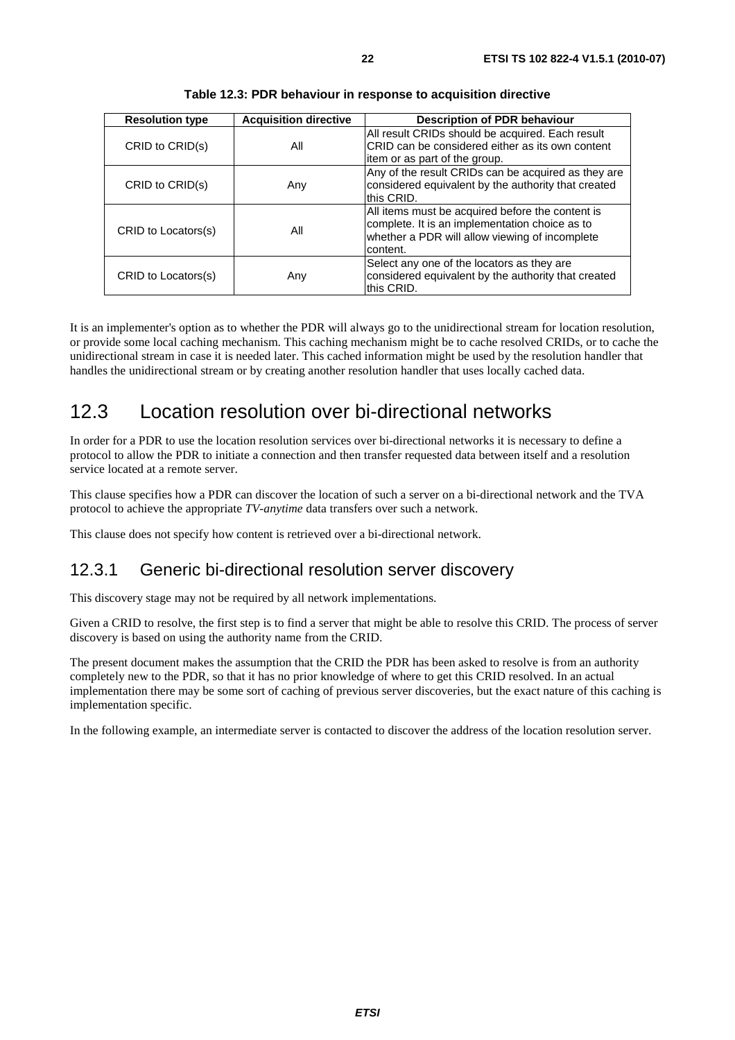**Table 12.3: PDR behaviour in response to acquisition directive**

| Resolution type | Acquisition directive | Description of PDR behaviour |
|---|---|---|
| CRID to CRID(s) | All | All result CRIDs should be acquired. Each result CRID can be considered either as its own content item or as part of the group. |
| CRID to CRID(s) | Any | Any of the result CRIDs can be acquired as they are considered equivalent by the authority that created this CRID. |
| CRID to Locators(s) | All | All items must be acquired before the content is complete. It is an implementation choice as to whether a PDR will allow viewing of incomplete content. |
| CRID to Locators(s) | Any | Select any one of the locators as they are considered equivalent by the authority that created this CRID. |

It is an implementer's option as to whether the PDR will always go to the unidirectional stream for location resolution, or provide some local caching mechanism. This caching mechanism might be to cache resolved CRIDs, or to cache the unidirectional stream in case it is needed later. This cached information might be used by the resolution handler that handles the unidirectional stream or by creating another resolution handler that uses locally cached data.

## 12.3 Location resolution over bi-directional networks

In order for a PDR to use the location resolution services over bi-directional networks it is necessary to define a protocol to allow the PDR to initiate a connection and then transfer requested data between itself and a resolution service located at a remote server.

This clause specifies how a PDR can discover the location of such a server on a bi-directional network and the TVA protocol to achieve the appropriate *TV-anytime* data transfers over such a network.

This clause does not specify how content is retrieved over a bi-directional network.

### 12.3.1 Generic bi-directional resolution server discovery

This discovery stage may not be required by all network implementations.

Given a CRID to resolve, the first step is to find a server that might be able to resolve this CRID. The process of server discovery is based on using the authority name from the CRID.

The present document makes the assumption that the CRID the PDR has been asked to resolve is from an authority completely new to the PDR, so that it has no prior knowledge of where to get this CRID resolved. In an actual implementation there may be some sort of caching of previous server discoveries, but the exact nature of this caching is implementation specific.

In the following example, an intermediate server is contacted to discover the address of the location resolution server.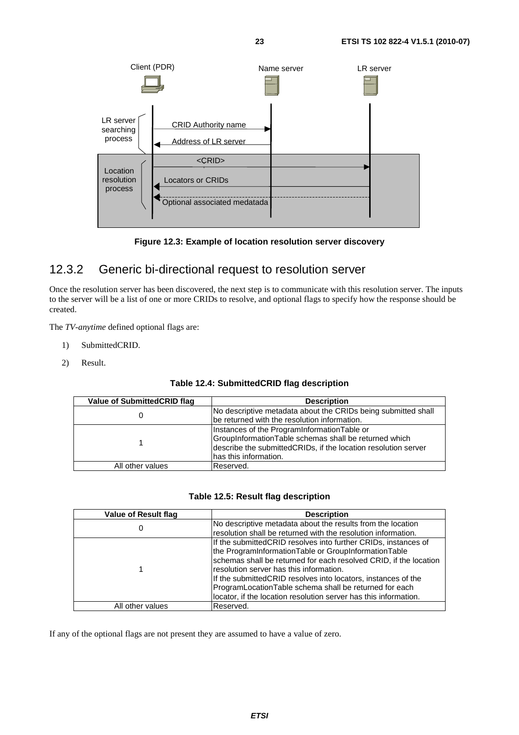Figure 12.3: Example of location resolution server discovery

### 12.3.2 Generic bi-directional request to resolution server

Once the resolution server has been discovered, the next step is to communicate with this resolution server. The inputs to the server will be a list of one or more CRIDs to resolve, and optional flags to specify how the response should be created.

The *TV-anytime* defined optional flags are:

1) SubmittedCRID.

2) Result.

**Table 12.4: SubmittedCRID flag description**

| Value of SubmittedCRID flag | Description |
| --- | --- |
| 0 | No descriptive metadata about the CRIDs being submitted shall be returned with the resolution information. |
| 1 | Instances of the ProgramInformationTable or GroupInformationTable schemas shall be returned which describe the submittedCRIDs, if the location resolution server has this information. |
| All other values | Reserved. |

**Table 12.5: Result flag description**

| Value of Result flag | Description |
| --- | --- |
| 0 | No descriptive metadata about the results from the location resolution shall be returned with the resolution information. |
| 1 | If the submittedCRID resolves into further CRIDs, instances of the ProgramInformationTable or GroupInformationTable schemas shall be returned for each resolved CRID, if the location resolution server has this information.<br>If the submittedCRID resolves into locators, instances of the ProgramLocationTable schema shall be returned for each locator, if the location resolution server has this information. |
| All other values | Reserved. |

If any of the optional flags are not present they are assumed to have a value of zero.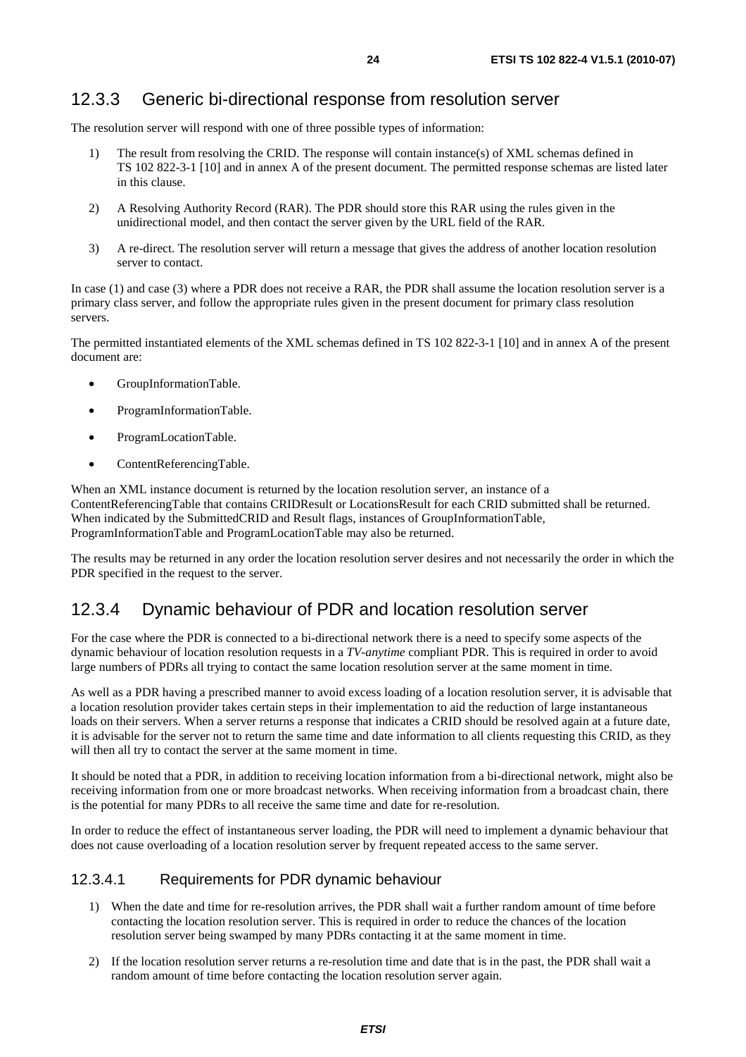### 12.3.3 Generic bi-directional response from resolution server

The resolution server will respond with one of three possible types of information:

1) The result from resolving the CRID. The response will contain instance(s) of XML schemas defined in TS 102 822-3-1 [10] and in annex A of the present document. The permitted response schemas are listed later in this clause.

2) A Resolving Authority Record (RAR). The PDR should store this RAR using the rules given in the unidirectional model, and then contact the server given by the URL field of the RAR.

3) A re-direct. The resolution server will return a message that gives the address of another location resolution server to contact.

In case (1) and case (3) where a PDR does not receive a RAR, the PDR shall assume the location resolution server is a primary class server, and follow the appropriate rules given in the present document for primary class resolution servers.

The permitted instantiated elements of the XML schemas defined in TS 102 822-3-1 [10] and in annex A of the present document are:

- GroupInformationTable.
- ProgramInformationTable.
- ProgramLocationTable.
- ContentReferencingTable.

When an XML instance document is returned by the location resolution server, an instance of a ContentReferencingTable that contains CRIDResult or LocationsResult for each CRID submitted shall be returned. When indicated by the SubmittedCRID and Result flags, instances of GroupInformationTable, ProgramInformationTable and ProgramLocationTable may also be returned.

The results may be returned in any order the location resolution server desires and not necessarily the order in which the PDR specified in the request to the server.

### 12.3.4 Dynamic behaviour of PDR and location resolution server

For the case where the PDR is connected to a bi-directional network there is a need to specify some aspects of the dynamic behaviour of location resolution requests in a *TV-anytime* compliant PDR. This is required in order to avoid large numbers of PDRs all trying to contact the same location resolution server at the same moment in time.

As well as a PDR having a prescribed manner to avoid excess loading of a location resolution server, it is advisable that a location resolution provider takes certain steps in their implementation to aid the reduction of large instantaneous loads on their servers. When a server returns a response that indicates a CRID should be resolved again at a future date, it is advisable for the server not to return the same time and date information to all clients requesting this CRID, as they will then all try to contact the server at the same moment in time.

It should be noted that a PDR, in addition to receiving location information from a bi-directional network, might also be receiving information from one or more broadcast networks. When receiving information from a broadcast chain, there is the potential for many PDRs to all receive the same time and date for re-resolution.

In order to reduce the effect of instantaneous server loading, the PDR will need to implement a dynamic behaviour that does not cause overloading of a location resolution server by frequent repeated access to the same server.

#### 12.3.4.1 Requirements for PDR dynamic behaviour

1) When the date and time for re-resolution arrives, the PDR shall wait a further random amount of time before contacting the location resolution server. This is required in order to reduce the chances of the location resolution server being swamped by many PDRs contacting it at the same moment in time.

2) If the location resolution server returns a re-resolution time and date that is in the past, the PDR shall wait a random amount of time before contacting the location resolution server again.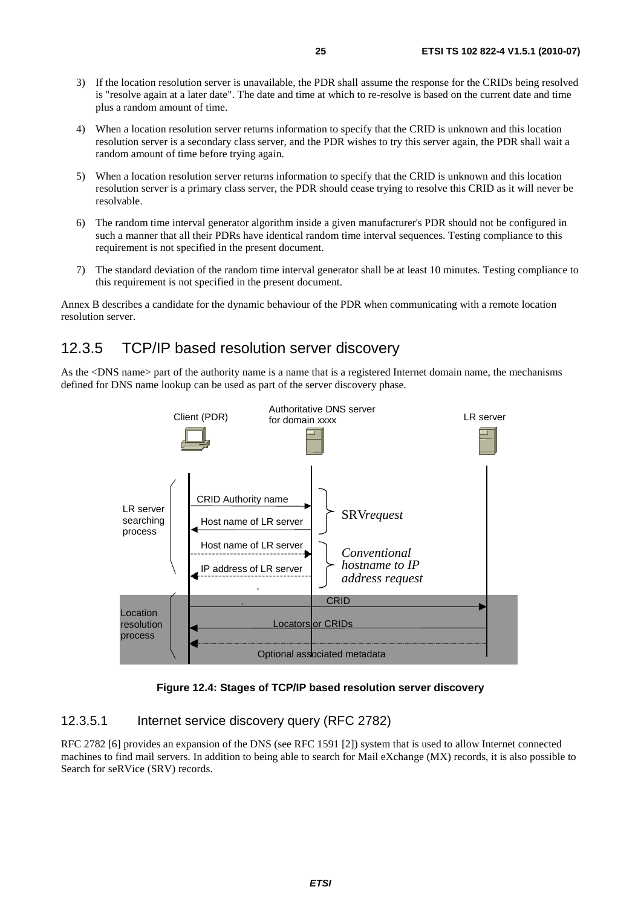3) If the location resolution server is unavailable, the PDR shall assume the response for the CRIDs being resolved is "resolve again at a later date". The date and time at which to re-resolve is based on the current date and time plus a random amount of time.

4) When a location resolution server returns information to specify that the CRID is unknown and this location resolution server is a secondary class server, and the PDR wishes to try this server again, the PDR shall wait a random amount of time before trying again.

5) When a location resolution server returns information to specify that the CRID is unknown and this location resolution server is a primary class server, the PDR should cease trying to resolve this CRID as it will never be resolvable.

6) The random time interval generator algorithm inside a given manufacturer's PDR should not be configured in such a manner that all their PDRs have identical random time interval sequences. Testing compliance to this requirement is not specified in the present document.

7) The standard deviation of the random time interval generator shall be at least 10 minutes. Testing compliance to this requirement is not specified in the present document.

Annex B describes a candidate for the dynamic behaviour of the PDR when communicating with a remote location resolution server.

## 12.3.5 TCP/IP based resolution server discovery

As the <DNS name> part of the authority name is a name that is a registered Internet domain name, the mechanisms defined for DNS name lookup can be used as part of the server discovery phase.

**Figure 12.4: Stages of TCP/IP based resolution server discovery**

### 12.3.5.1 Internet service discovery query (RFC 2782)

RFC 2782 [6] provides an expansion of the DNS (see RFC 1591 [2]) system that is used to allow Internet connected machines to find mail servers. In addition to being able to search for Mail eXchange (MX) records, it is also possible to Search for seRVice (SRV) records.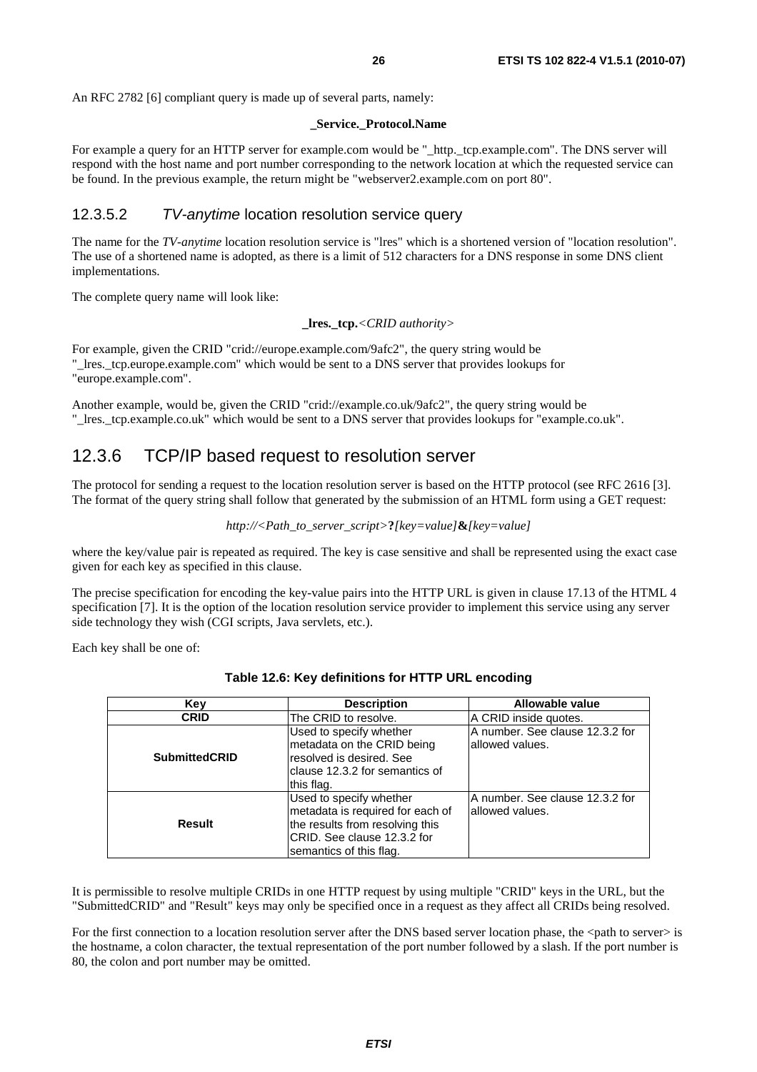An RFC 2782 [6] compliant query is made up of several parts, namely:

**_Service._Protocol.Name**

For example a query for an HTTP server for example.com would be "_http._tcp.example.com". The DNS server will respond with the host name and port number corresponding to the network location at which the requested service can be found. In the previous example, the return might be "webserver2.example.com on port 80".

#### 12.3.5.2 *TV-anytime* location resolution service query

The name for the *TV-anytime* location resolution service is "lres" which is a shortened version of "location resolution". The use of a shortened name is adopted, as there is a limit of 512 characters for a DNS response in some DNS client implementations.

The complete query name will look like:

**_lres._tcp.***<CRID authority>*

For example, given the CRID "crid://europe.example.com/9afc2", the query string would be "_lres._tcp.europe.example.com" which would be sent to a DNS server that provides lookups for "europe.example.com".

Another example, would be, given the CRID "crid://example.co.uk/9afc2", the query string would be "_lres._tcp.example.co.uk" which would be sent to a DNS server that provides lookups for "example.co.uk".

### 12.3.6 TCP/IP based request to resolution server

The protocol for sending a request to the location resolution server is based on the HTTP protocol (see RFC 2616 [3]. The format of the query string shall follow that generated by the submission of an HTML form using a GET request:

*http://<Path_to_server_script>***?***[key=value]***&***[key=value]*

where the key/value pair is repeated as required. The key is case sensitive and shall be represented using the exact case given for each key as specified in this clause.

The precise specification for encoding the key-value pairs into the HTTP URL is given in clause 17.13 of the HTML 4 specification [7]. It is the option of the location resolution service provider to implement this service using any server side technology they wish (CGI scripts, Java servlets, etc.).

Each key shall be one of:

**Table 12.6: Key definitions for HTTP URL encoding**

| Key | Description | Allowable value |
|---|---|---|
| **CRID** | The CRID to resolve. | A CRID inside quotes. |
| **SubmittedCRID** | Used to specify whether metadata on the CRID being resolved is desired. See clause 12.3.2 for semantics of this flag. | A number. See clause 12.3.2 for allowed values. |
| **Result** | Used to specify whether metadata is required for each of the results from resolving this CRID. See clause 12.3.2 for semantics of this flag. | A number. See clause 12.3.2 for allowed values. |

It is permissible to resolve multiple CRIDs in one HTTP request by using multiple "CRID" keys in the URL, but the "SubmittedCRID" and "Result" keys may only be specified once in a request as they affect all CRIDs being resolved.

For the first connection to a location resolution server after the DNS based server location phase, the <path to server> is the hostname, a colon character, the textual representation of the port number followed by a slash. If the port number is 80, the colon and port number may be omitted.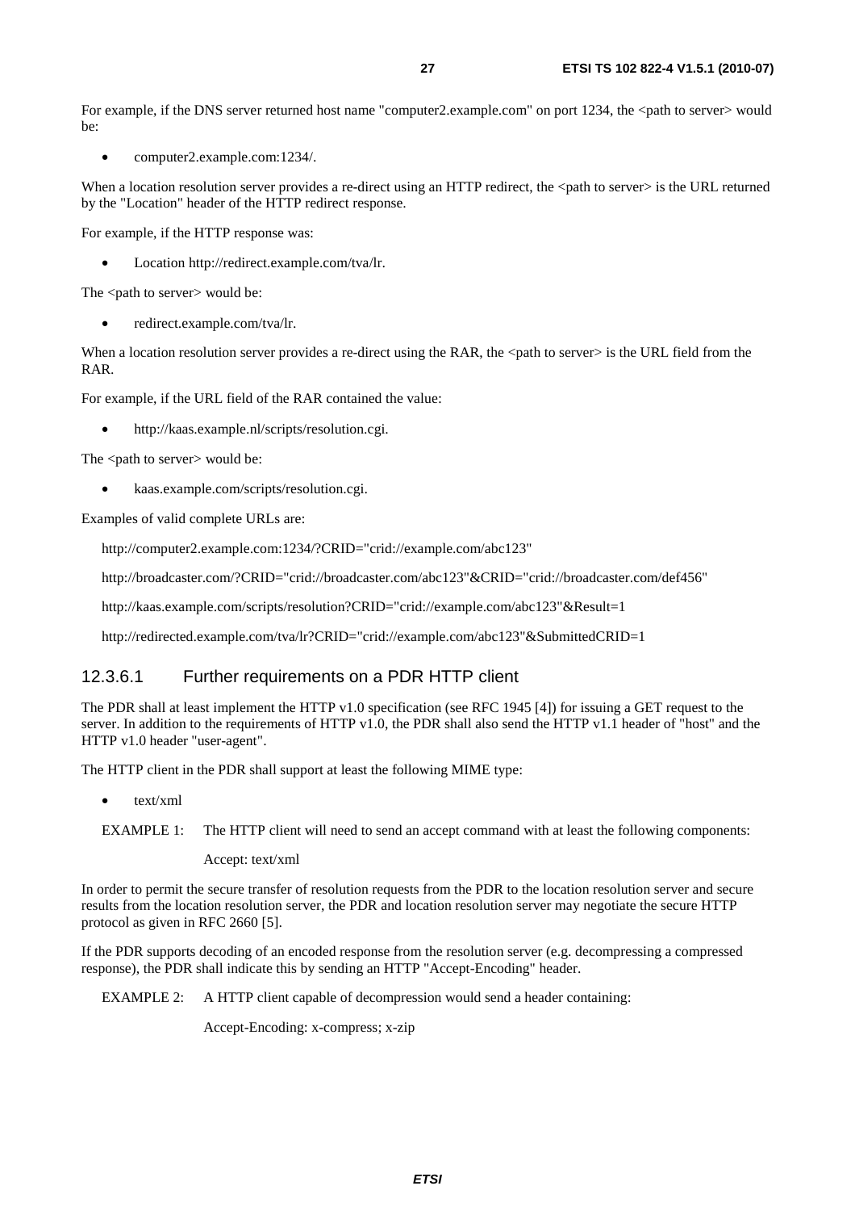For example, if the DNS server returned host name "computer2.example.com" on port 1234, the <path to server> would be:

- computer2.example.com:1234/.

When a location resolution server provides a re-direct using an HTTP redirect, the <path to server> is the URL returned by the "Location" header of the HTTP redirect response.

For example, if the HTTP response was:

- Location http://redirect.example.com/tva/lr.

The <path to server> would be:

- redirect.example.com/tva/lr.

When a location resolution server provides a re-direct using the RAR, the <path to server> is the URL field from the RAR.

For example, if the URL field of the RAR contained the value:

- http://kaas.example.nl/scripts/resolution.cgi.

The <path to server> would be:

- kaas.example.com/scripts/resolution.cgi.

Examples of valid complete URLs are:

http://computer2.example.com:1234/?CRID="crid://example.com/abc123"

http://broadcaster.com/?CRID="crid://broadcaster.com/abc123"&CRID="crid://broadcaster.com/def456"

http://kaas.example.com/scripts/resolution?CRID="crid://example.com/abc123"&Result=1

http://redirected.example.com/tva/lr?CRID="crid://example.com/abc123"&SubmittedCRID=1

#### 12.3.6.1 Further requirements on a PDR HTTP client

The PDR shall at least implement the HTTP v1.0 specification (see RFC 1945 [4]) for issuing a GET request to the server. In addition to the requirements of HTTP v1.0, the PDR shall also send the HTTP v1.1 header of "host" and the HTTP v1.0 header "user-agent".

The HTTP client in the PDR shall support at least the following MIME type:

- text/xml

EXAMPLE 1: The HTTP client will need to send an accept command with at least the following components:

Accept: text/xml

In order to permit the secure transfer of resolution requests from the PDR to the location resolution server and secure results from the location resolution server, the PDR and location resolution server may negotiate the secure HTTP protocol as given in RFC 2660 [5].

If the PDR supports decoding of an encoded response from the resolution server (e.g. decompressing a compressed response), the PDR shall indicate this by sending an HTTP "Accept-Encoding" header.

EXAMPLE 2: A HTTP client capable of decompression would send a header containing:

Accept-Encoding: x-compress; x-zip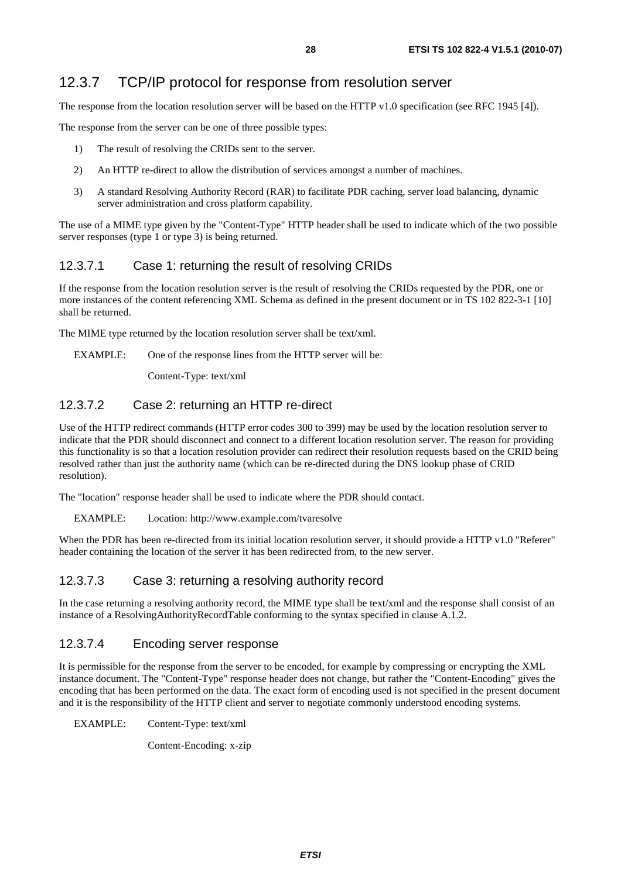### 12.3.7 TCP/IP protocol for response from resolution server

The response from the location resolution server will be based on the HTTP v1.0 specification (see RFC 1945 [4]).

The response from the server can be one of three possible types:

1) The result of resolving the CRIDs sent to the server.
2) An HTTP re-direct to allow the distribution of services amongst a number of machines.
3) A standard Resolving Authority Record (RAR) to facilitate PDR caching, server load balancing, dynamic server administration and cross platform capability.

The use of a MIME type given by the "Content-Type" HTTP header shall be used to indicate which of the two possible server responses (type 1 or type 3) is being returned.

#### 12.3.7.1 Case 1: returning the result of resolving CRIDs

If the response from the location resolution server is the result of resolving the CRIDs requested by the PDR, one or more instances of the content referencing XML Schema as defined in the present document or in TS 102 822-3-1 [10] shall be returned.

The MIME type returned by the location resolution server shall be text/xml.

EXAMPLE: One of the response lines from the HTTP server will be:

Content-Type: text/xml

#### 12.3.7.2 Case 2: returning an HTTP re-direct

Use of the HTTP redirect commands (HTTP error codes 300 to 399) may be used by the location resolution server to indicate that the PDR should disconnect and connect to a different location resolution server. The reason for providing this functionality is so that a location resolution provider can redirect their resolution requests based on the CRID being resolved rather than just the authority name (which can be re-directed during the DNS lookup phase of CRID resolution).

The "location" response header shall be used to indicate where the PDR should contact.

EXAMPLE: Location: http://www.example.com/tvaresolve

When the PDR has been re-directed from its initial location resolution server, it should provide a HTTP v1.0 "Referer" header containing the location of the server it has been redirected from, to the new server.

#### 12.3.7.3 Case 3: returning a resolving authority record

In the case returning a resolving authority record, the MIME type shall be text/xml and the response shall consist of an instance of a ResolvingAuthorityRecordTable conforming to the syntax specified in clause A.1.2.

#### 12.3.7.4 Encoding server response

It is permissible for the response from the server to be encoded, for example by compressing or encrypting the XML instance document. The "Content-Type" response header does not change, but rather the "Content-Encoding" gives the encoding that has been performed on the data. The exact form of encoding used is not specified in the present document and it is the responsibility of the HTTP client and server to negotiate commonly understood encoding systems.

EXAMPLE: Content-Type: text/xml

Content-Encoding: x-zip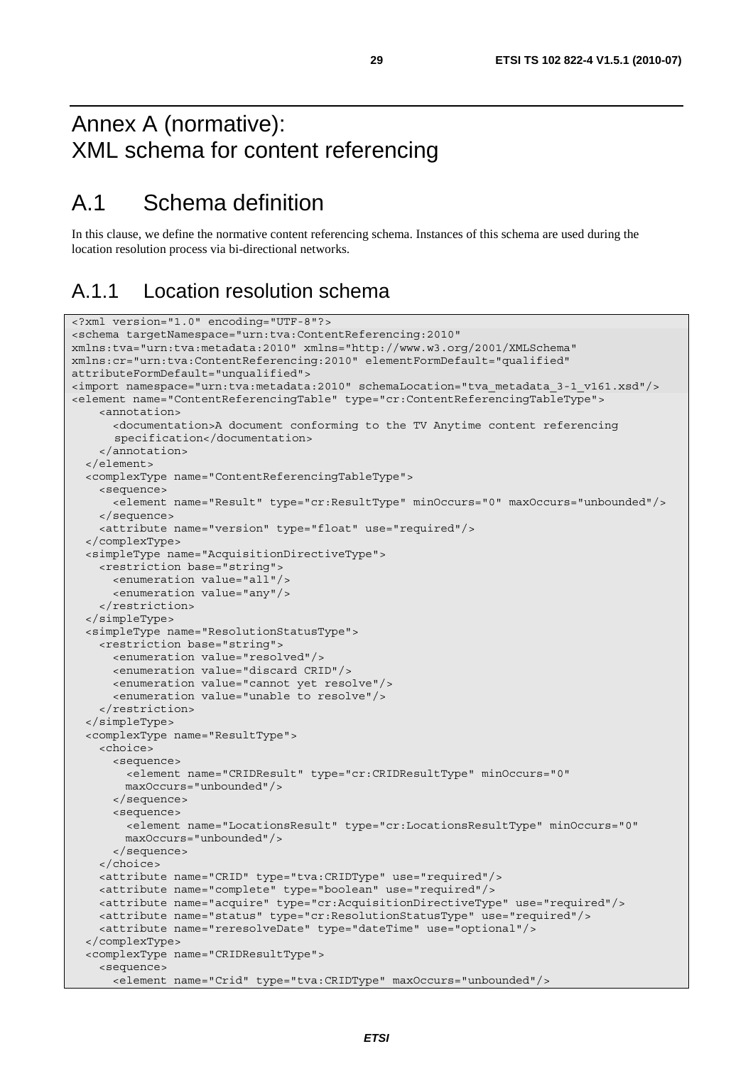# Annex A (normative): XML schema for content referencing

# A.1 Schema definition

In this clause, we define the normative content referencing schema. Instances of this schema are used during the location resolution process via bi-directional networks.

## A.1.1 Location resolution schema

```
<?xml version="1.0" encoding="UTF-8"?>
<schema targetNamespace="urn:tva:ContentReferencing:2010"
xmlns:tva="urn:tva:metadata:2010" xmlns="http://www.w3.org/2001/XMLSchema"
xmlns:cr="urn:tva:ContentReferencing:2010" elementFormDefault="qualified"
attributeFormDefault="unqualified">
<import namespace="urn:tva:metadata:2010" schemaLocation="tva_metadata_3-1_v161.xsd"/>
<element name="ContentReferencingTable" type="cr:ContentReferencingTableType">
    <annotation>
      <documentation>A document conforming to the TV Anytime content referencing
      specification</documentation>
    </annotation>
  </element>
  <complexType name="ContentReferencingTableType">
    <sequence>
      <element name="Result" type="cr:ResultType" minOccurs="0" maxOccurs="unbounded"/>
    </sequence>
    <attribute name="version" type="float" use="required"/>
  </complexType>
  <simpleType name="AcquisitionDirectiveType">
    <restriction base="string">
      <enumeration value="all"/>
      <enumeration value="any"/>
    </restriction>
  </simpleType>
  <simpleType name="ResolutionStatusType">
    <restriction base="string">
      <enumeration value="resolved"/>
      <enumeration value="discard CRID"/>
      <enumeration value="cannot yet resolve"/>
      <enumeration value="unable to resolve"/>
    </restriction>
  </simpleType>
  <complexType name="ResultType">
    <choice>
      <sequence>
        <element name="CRIDResult" type="cr:CRIDResultType" minOccurs="0"
        maxOccurs="unbounded"/>
      </sequence>
      <sequence>
        <element name="LocationsResult" type="cr:LocationsResultType" minOccurs="0"
        maxOccurs="unbounded"/>
      </sequence>
    </choice>
    <attribute name="CRID" type="tva:CRIDType" use="required"/>
    <attribute name="complete" type="boolean" use="required"/>
    <attribute name="acquire" type="cr:AcquisitionDirectiveType" use="required"/>
    <attribute name="status" type="cr:ResolutionStatusType" use="required"/>
    <attribute name="reresolveDate" type="dateTime" use="optional"/>
  </complexType>
  <complexType name="CRIDResultType">
    <sequence>
      <element name="Crid" type="tva:CRIDType" maxOccurs="unbounded"/>
```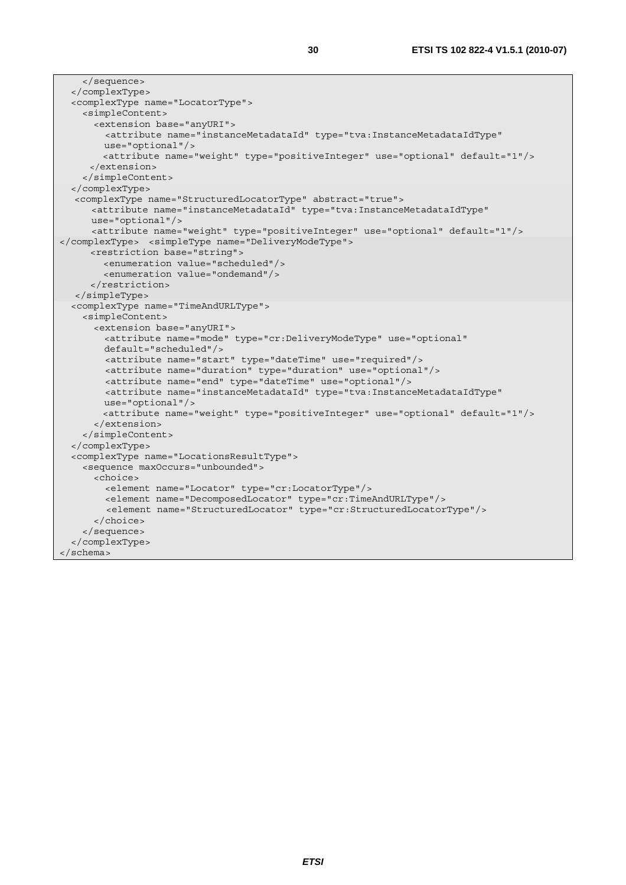```
    </sequence>
  </complexType>
  <complexType name="LocatorType">
    <simpleContent>
      <extension base="anyURI">
        <attribute name="instanceMetadataId" type="tva:InstanceMetadataIdType"
        use="optional"/>
        <attribute name="weight" type="positiveInteger" use="optional" default="1"/>
      </extension>
    </simpleContent>
  </complexType>
   <complexType name="StructuredLocatorType" abstract="true">
      <attribute name="instanceMetadataId" type="tva:InstanceMetadataIdType"
      use="optional"/>
      <attribute name="weight" type="positiveInteger" use="optional" default="1"/>
</complexType>  <simpleType name="DeliveryModeType">
      <restriction base="string">
        <enumeration value="scheduled"/>
        <enumeration value="ondemand"/>
      </restriction>
   </simpleType>
  <complexType name="TimeAndURLType">
    <simpleContent>
      <extension base="anyURI">
        <attribute name="mode" type="cr:DeliveryModeType" use="optional"
        default="scheduled"/>
        <attribute name="start" type="dateTime" use="required"/>
        <attribute name="duration" type="duration" use="optional"/>
        <attribute name="end" type="dateTime" use="optional"/>
        <attribute name="instanceMetadataId" type="tva:InstanceMetadataIdType"
        use="optional"/>
        <attribute name="weight" type="positiveInteger" use="optional" default="1"/>
      </extension>
    </simpleContent>
  </complexType>
  <complexType name="LocationsResultType">
    <sequence maxOccurs="unbounded">
      <choice>
        <element name="Locator" type="cr:LocatorType"/>
        <element name="DecomposedLocator" type="cr:TimeAndURLType"/>
        <element name="StructuredLocator" type="cr:StructuredLocatorType"/>
      </choice>
    </sequence>
  </complexType>
</schema>
```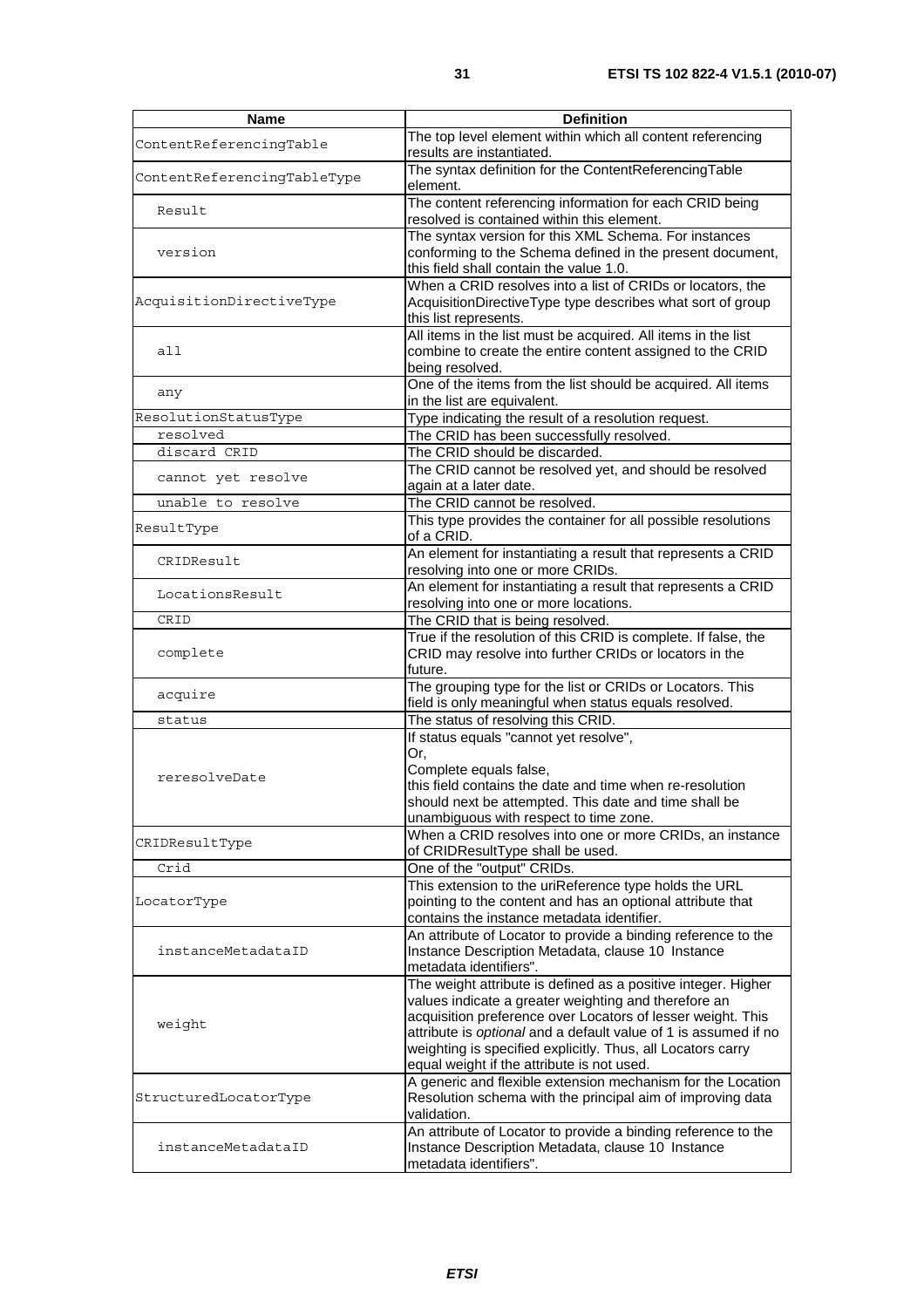| Name | Definition |
|---|---|
| ContentReferencingTable | The top level element within which all content referencing results are instantiated. |
| ContentReferencingTableType | The syntax definition for the ContentReferencingTable element. |
| Result | The content referencing information for each CRID being resolved is contained within this element. |
| version | The syntax version for this XML Schema. For instances conforming to the Schema defined in the present document, this field shall contain the value 1.0. |
| AcquisitionDirectiveType | When a CRID resolves into a list of CRIDs or locators, the AcquisitionDirectiveType type describes what sort of group this list represents. |
| all | All items in the list must be acquired. All items in the list combine to create the entire content assigned to the CRID being resolved. |
| any | One of the items from the list should be acquired. All items in the list are equivalent. |
| ResolutionStatusType | Type indicating the result of a resolution request. |
| resolved | The CRID has been successfully resolved. |
| discard CRID | The CRID should be discarded. |
| cannot yet resolve | The CRID cannot be resolved yet, and should be resolved again at a later date. |
| unable to resolve | The CRID cannot be resolved. |
| ResultType | This type provides the container for all possible resolutions of a CRID. |
| CRIDResult | An element for instantiating a result that represents a CRID resolving into one or more CRIDs. |
| LocationsResult | An element for instantiating a result that represents a CRID resolving into one or more locations. |
| CRID | The CRID that is being resolved. |
| complete | True if the resolution of this CRID is complete. If false, the CRID may resolve into further CRIDs or locators in the future. |
| acquire | The grouping type for the list or CRIDs or Locators. This field is only meaningful when status equals resolved. |
| status | The status of resolving this CRID. |
| reresolveDate | If status equals "cannot yet resolve",<br>Or,<br>Complete equals false,<br>this field contains the date and time when re-resolution should next be attempted. This date and time shall be unambiguous with respect to time zone. |
| CRIDResultType | When a CRID resolves into one or more CRIDs, an instance of CRIDResultType shall be used. |
| Crid | One of the "output" CRIDs. |
| LocatorType | This extension to the uriReference type holds the URL pointing to the content and has an optional attribute that contains the instance metadata identifier. |
| instanceMetadataID | An attribute of Locator to provide a binding reference to the Instance Description Metadata, clause 10 Instance metadata identifiers". |
| weight | The weight attribute is defined as a positive integer. Higher values indicate a greater weighting and therefore an acquisition preference over Locators of lesser weight. This attribute is *optional* and a default value of 1 is assumed if no weighting is specified explicitly. Thus, all Locators carry equal weight if the attribute is not used. |
| StructuredLocatorType | A generic and flexible extension mechanism for the Location Resolution schema with the principal aim of improving data validation. |
| instanceMetadataID | An attribute of Locator to provide a binding reference to the Instance Description Metadata, clause 10 Instance metadata identifiers". |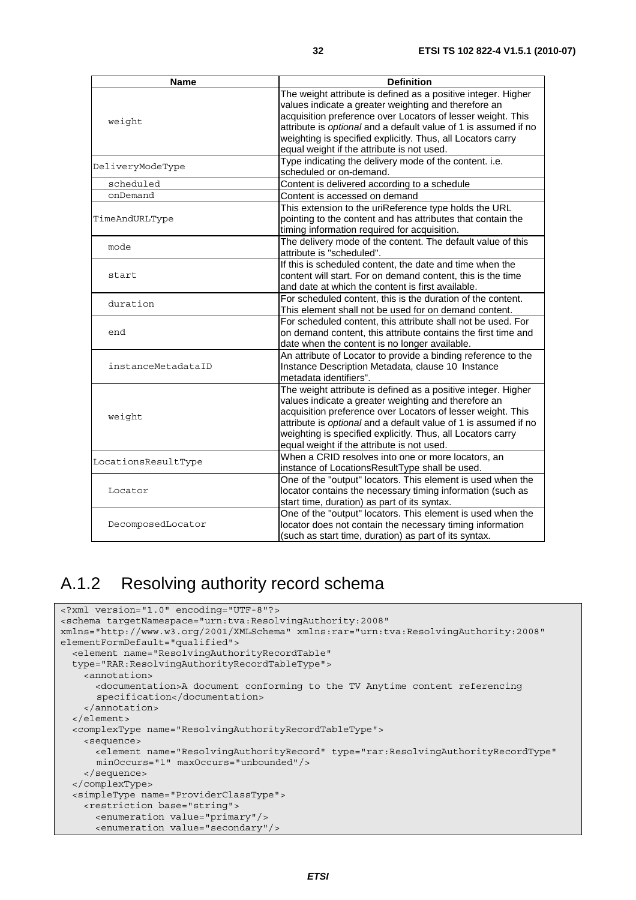| Name | Definition |
| --- | --- |
| weight | The weight attribute is defined as a positive integer. Higher values indicate a greater weighting and therefore an acquisition preference over Locators of lesser weight. This attribute is *optional* and a default value of 1 is assumed if no weighting is specified explicitly. Thus, all Locators carry equal weight if the attribute is not used. |
| DeliveryModeType | Type indicating the delivery mode of the content. i.e. scheduled or on-demand. |
| scheduled | Content is delivered according to a schedule |
| onDemand | Content is accessed on demand |
| TimeAndURLType | This extension to the uriReference type holds the URL pointing to the content and has attributes that contain the timing information required for acquisition. |
| mode | The delivery mode of the content. The default value of this attribute is "scheduled". |
| start | If this is scheduled content, the date and time when the content will start. For on demand content, this is the time and date at which the content is first available. |
| duration | For scheduled content, this is the duration of the content. This element shall not be used for on demand content. |
| end | For scheduled content, this attribute shall not be used. For on demand content, this attribute contains the first time and date when the content is no longer available. |
| instanceMetadataID | An attribute of Locator to provide a binding reference to the Instance Description Metadata, clause 10 Instance metadata identifiers". |
| weight | The weight attribute is defined as a positive integer. Higher values indicate a greater weighting and therefore an acquisition preference over Locators of lesser weight. This attribute is *optional* and a default value of 1 is assumed if no weighting is specified explicitly. Thus, all Locators carry equal weight if the attribute is not used. |
| LocationsResultType | When a CRID resolves into one or more locators, an instance of LocationsResultType shall be used. |
| Locator | One of the "output" locators. This element is used when the locator contains the necessary timing information (such as start time, duration) as part of its syntax. |
| DecomposedLocator | One of the "output" locators. This element is used when the locator does not contain the necessary timing information (such as start time, duration) as part of its syntax. |

## A.1.2 Resolving authority record schema

```
<?xml version="1.0" encoding="UTF-8"?>
<schema targetNamespace="urn:tva:ResolvingAuthority:2008"
xmlns="http://www.w3.org/2001/XMLSchema" xmlns:rar="urn:tva:ResolvingAuthority:2008"
elementFormDefault="qualified">
  <element name="ResolvingAuthorityRecordTable"
  type="RAR:ResolvingAuthorityRecordTableType">
    <annotation>
      <documentation>A document conforming to the TV Anytime content referencing
      specification</documentation>
    </annotation>
  </element>
  <complexType name="ResolvingAuthorityRecordTableType">
    <sequence>
      <element name="ResolvingAuthorityRecord" type="rar:ResolvingAuthorityRecordType"
      minOccurs="1" maxOccurs="unbounded"/>
    </sequence>
  </complexType>
  <simpleType name="ProviderClassType">
    <restriction base="string">
      <enumeration value="primary"/>
      <enumeration value="secondary"/>
```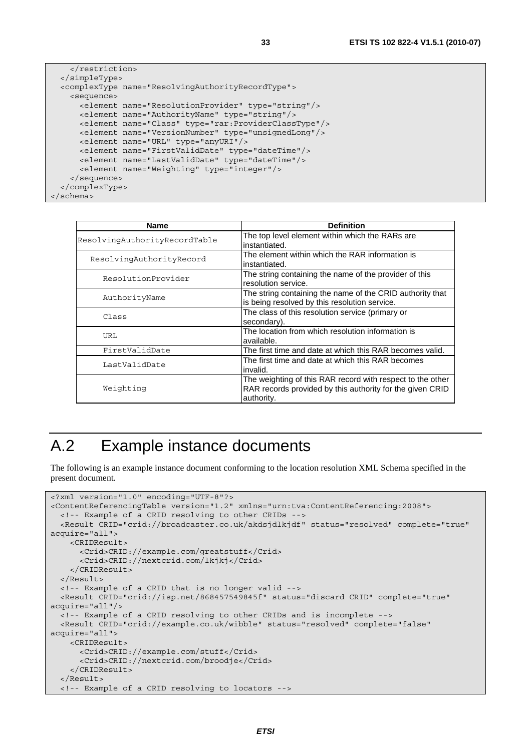```
    </restriction>
  </simpleType>
  <complexType name="ResolvingAuthorityRecordType">
    <sequence>
      <element name="ResolutionProvider" type="string"/>
      <element name="AuthorityName" type="string"/>
      <element name="Class" type="rar:ProviderClassType"/>
      <element name="VersionNumber" type="unsignedLong"/>
      <element name="URL" type="anyURI"/>
      <element name="FirstValidDate" type="dateTime"/>
      <element name="LastValidDate" type="dateTime"/>
      <element name="Weighting" type="integer"/>
    </sequence>
  </complexType>
</schema>
```

| Name | Definition |
|---|---|
| ResolvingAuthorityRecordTable | The top level element within which the RARs are instantiated. |
| ResolvingAuthorityRecord | The element within which the RAR information is instantiated. |
| ResolutionProvider | The string containing the name of the provider of this resolution service. |
| AuthorityName | The string containing the name of the CRID authority that is being resolved by this resolution service. |
| Class | The class of this resolution service (primary or secondary). |
| URL | The location from which resolution information is available. |
| FirstValidDate | The first time and date at which this RAR becomes valid. |
| LastValidDate | The first time and date at which this RAR becomes invalid. |
| Weighting | The weighting of this RAR record with respect to the other RAR records provided by this authority for the given CRID authority. |

# A.2 Example instance documents

The following is an example instance document conforming to the location resolution XML Schema specified in the present document.

```
<?xml version="1.0" encoding="UTF-8"?>
<ContentReferencingTable version="1.2" xmlns="urn:tva:ContentReferencing:2008">
  <!-- Example of a CRID resolving to other CRIDs -->
  <Result CRID="crid://broadcaster.co.uk/akdsjdlkjdf" status="resolved" complete="true"
acquire="all">
    <CRIDResult>
      <Crid>CRID://example.com/greatstuff</Crid>
      <Crid>CRID://nextcrid.com/lkjkj</Crid>
    </CRIDResult>
  </Result>
  <!-- Example of a CRID that is no longer valid -->
  <Result CRID="crid://isp.net/868457549845f" status="discard CRID" complete="true"
acquire="all"/>
  <!-- Example of a CRID resolving to other CRIDs and is incomplete -->
  <Result CRID="crid://example.co.uk/wibble" status="resolved" complete="false"
acquire="all">
    <CRIDResult>
      <Crid>CRID://example.com/stuff</Crid>
      <Crid>CRID://nextcrid.com/broodje</Crid>
    </CRIDResult>
  </Result>
  <!-- Example of a CRID resolving to locators -->
```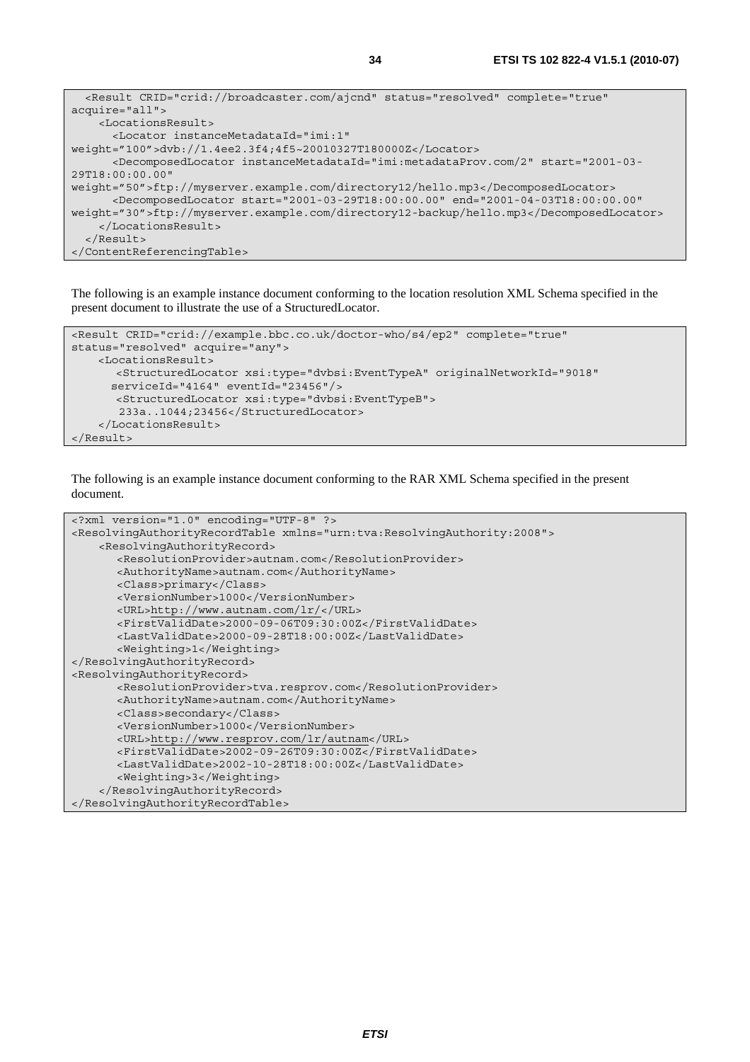```
  <Result CRID="crid://broadcaster.com/ajcnd" status="resolved" complete="true"
acquire="all">
    <LocationsResult>
      <Locator instanceMetadataId="imi:1"
weight="100">dvb://1.4ee2.3f4;4f5~20010327T180000Z</Locator>
      <DecomposedLocator instanceMetadataId="imi:metadataProv.com/2" start="2001-03-
29T18:00:00.00"
weight="50">ftp://myserver.example.com/directory12/hello.mp3</DecomposedLocator>
      <DecomposedLocator start="2001-03-29T18:00:00.00" end="2001-04-03T18:00:00.00"
weight="30">ftp://myserver.example.com/directory12-backup/hello.mp3</DecomposedLocator>
    </LocationsResult>
  </Result>
</ContentReferencingTable>
```

The following is an example instance document conforming to the location resolution XML Schema specified in the present document to illustrate the use of a StructuredLocator.

```
<Result CRID="crid://example.bbc.co.uk/doctor-who/s4/ep2" complete="true"
status="resolved" acquire="any">
    <LocationsResult>
      <StructuredLocator xsi:type="dvbsi:EventTypeA" originalNetworkId="9018"
     serviceId="4164" eventId="23456"/>
      <StructuredLocator xsi:type="dvbsi:EventTypeB">
       233a..1044;23456</StructuredLocator>
    </LocationsResult>
</Result>
```

The following is an example instance document conforming to the RAR XML Schema specified in the present document.

```
<?xml version="1.0" encoding="UTF-8" ?>
<ResolvingAuthorityRecordTable xmlns="urn:tva:ResolvingAuthority:2008">
    <ResolvingAuthorityRecord>
       <ResolutionProvider>autnam.com</ResolutionProvider>
       <AuthorityName>autnam.com</AuthorityName>
       <Class>primary</Class>
       <VersionNumber>1000</VersionNumber>
       <URL>http://www.autnam.com/lr/</URL>
       <FirstValidDate>2000-09-06T09:30:00Z</FirstValidDate>
       <LastValidDate>2000-09-28T18:00:00Z</LastValidDate>
       <Weighting>1</Weighting>
</ResolvingAuthorityRecord>
<ResolvingAuthorityRecord>
       <ResolutionProvider>tva.resprov.com</ResolutionProvider>
       <AuthorityName>autnam.com</AuthorityName>
       <Class>secondary</Class>
       <VersionNumber>1000</VersionNumber>
       <URL>http://www.resprov.com/lr/autnam</URL>
       <FirstValidDate>2002-09-26T09:30:00Z</FirstValidDate>
       <LastValidDate>2002-10-28T18:00:00Z</LastValidDate>
       <Weighting>3</Weighting>
    </ResolvingAuthorityRecord>
</ResolvingAuthorityRecordTable>
```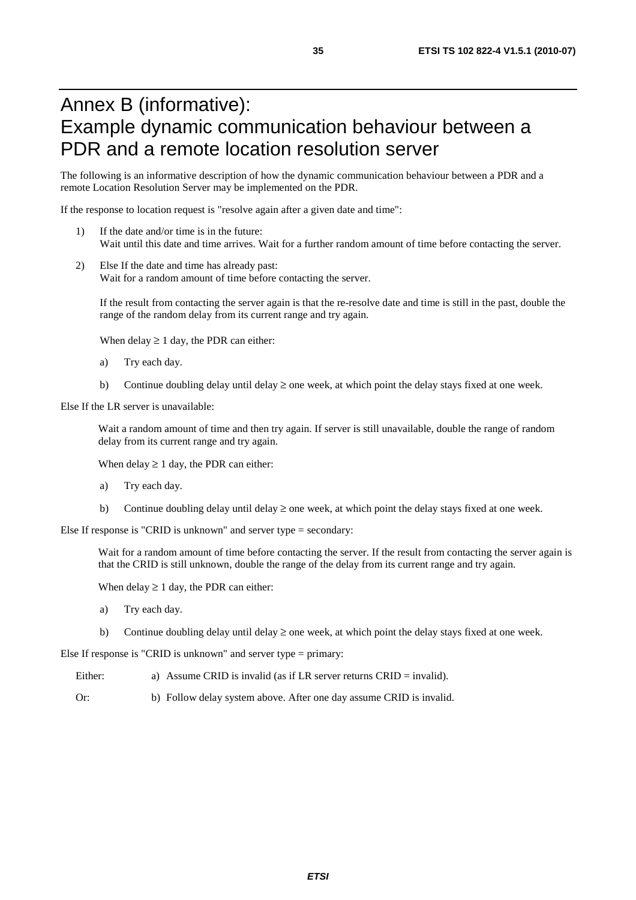# Annex B (informative): Example dynamic communication behaviour between a PDR and a remote location resolution server

The following is an informative description of how the dynamic communication behaviour between a PDR and a remote Location Resolution Server may be implemented on the PDR.

If the response to location request is "resolve again after a given date and time":

1) If the date and/or time is in the future:
   Wait until this date and time arrives. Wait for a further random amount of time before contacting the server.

2) Else If the date and time has already past:
   Wait for a random amount of time before contacting the server.

   If the result from contacting the server again is that the re-resolve date and time is still in the past, double the range of the random delay from its current range and try again.

   When delay ≥ 1 day, the PDR can either:

   a) Try each day.

   b) Continue doubling delay until delay ≥ one week, at which point the delay stays fixed at one week.

Else If the LR server is unavailable:

Wait a random amount of time and then try again. If server is still unavailable, double the range of random delay from its current range and try again.

When delay ≥ 1 day, the PDR can either:

a) Try each day.

b) Continue doubling delay until delay ≥ one week, at which point the delay stays fixed at one week.

Else If response is "CRID is unknown" and server type = secondary:

Wait for a random amount of time before contacting the server. If the result from contacting the server again is that the CRID is still unknown, double the range of the delay from its current range and try again.

When delay ≥ 1 day, the PDR can either:

a) Try each day.

b) Continue doubling delay until delay ≥ one week, at which point the delay stays fixed at one week.

Else If response is "CRID is unknown" and server type = primary:

Either: a) Assume CRID is invalid (as if LR server returns CRID = invalid).

Or: b) Follow delay system above. After one day assume CRID is invalid.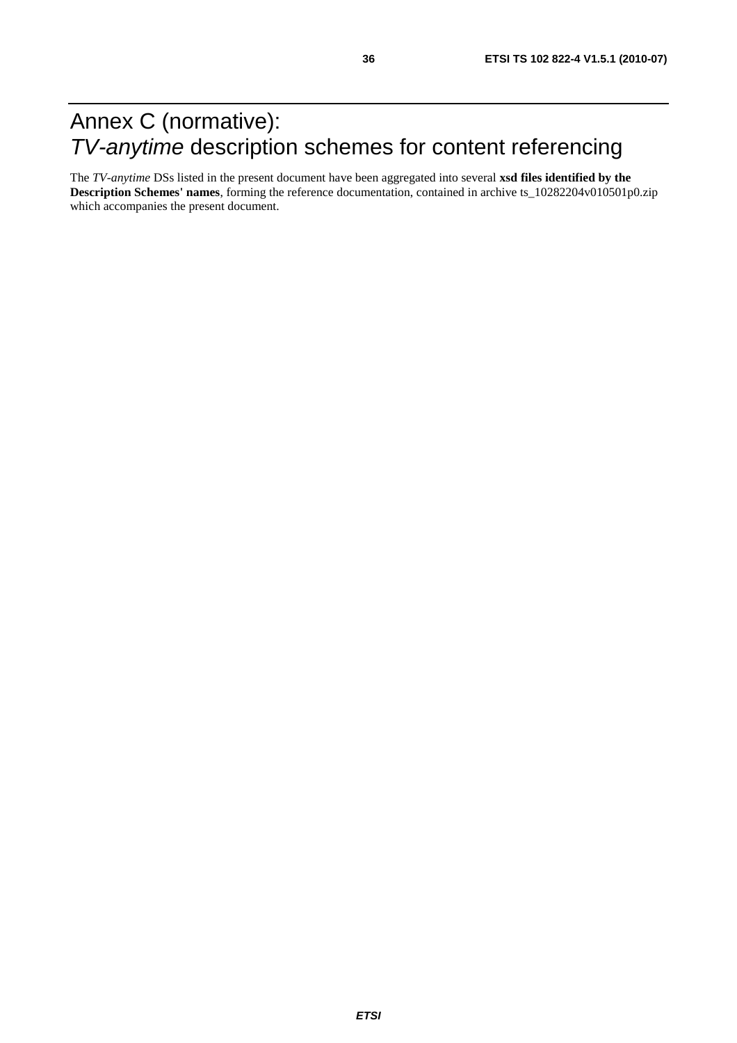# Annex C (normative): *TV-anytime* description schemes for content referencing

The *TV-anytime* DSs listed in the present document have been aggregated into several **xsd files identified by the Description Schemes' names**, forming the reference documentation, contained in archive ts_10282204v010501p0.zip which accompanies the present document.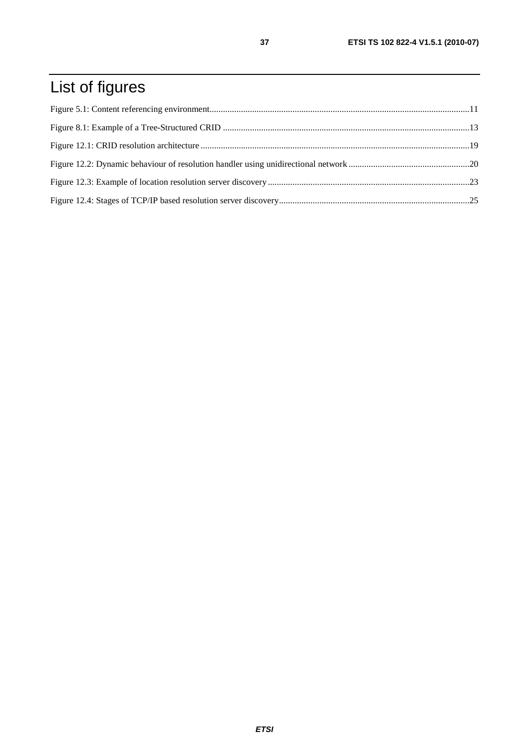# List of figures

Figure 5.1: Content referencing environment....................................................................................................................11

Figure 8.1: Example of a Tree-Structured CRID ..............................................................................................................13

Figure 12.1: CRID resolution architecture .......................................................................................................................19

Figure 12.2: Dynamic behaviour of resolution handler using unidirectional network .......................................................20

Figure 12.3: Example of location resolution server discovery ..........................................................................................23

Figure 12.4: Stages of TCP/IP based resolution server discovery.....................................................................................25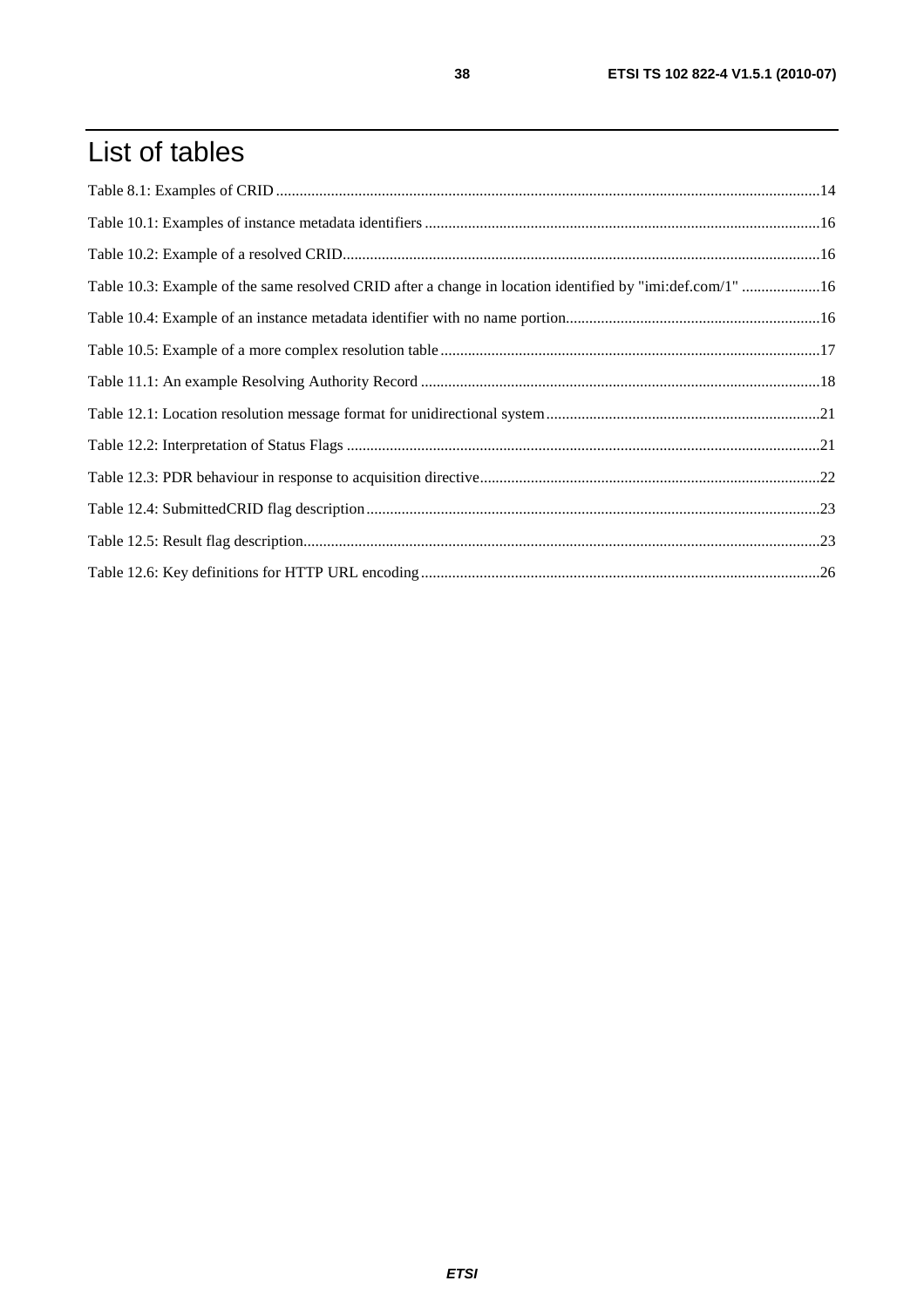# List of tables

Table 8.1: Examples of CRID ..........14

Table 10.1: Examples of instance metadata identifiers ..........16

Table 10.2: Example of a resolved CRID..........16

Table 10.3: Example of the same resolved CRID after a change in location identified by "imi:def.com/1" ..........16

Table 10.4: Example of an instance metadata identifier with no name portion..........16

Table 10.5: Example of a more complex resolution table ..........17

Table 11.1: An example Resolving Authority Record ..........18

Table 12.1: Location resolution message format for unidirectional system..........21

Table 12.2: Interpretation of Status Flags ..........21

Table 12.3: PDR behaviour in response to acquisition directive..........22

Table 12.4: SubmittedCRID flag description..........23

Table 12.5: Result flag description..........23

Table 12.6: Key definitions for HTTP URL encoding..........26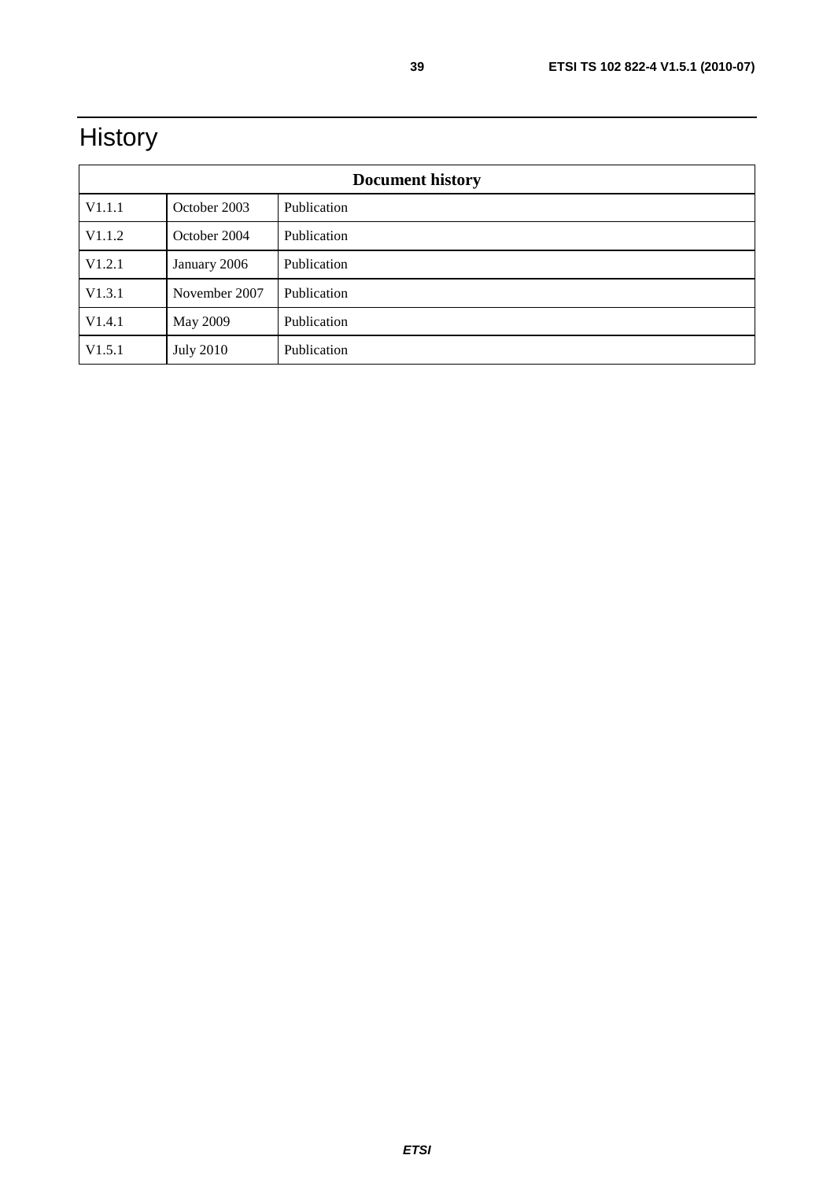# History

| Document history | | |
|---|---|---|
| V1.1.1 | October 2003 | Publication |
| V1.1.2 | October 2004 | Publication |
| V1.2.1 | January 2006 | Publication |
| V1.3.1 | November 2007 | Publication |
| V1.4.1 | May 2009 | Publication |
| V1.5.1 | July 2010 | Publication |